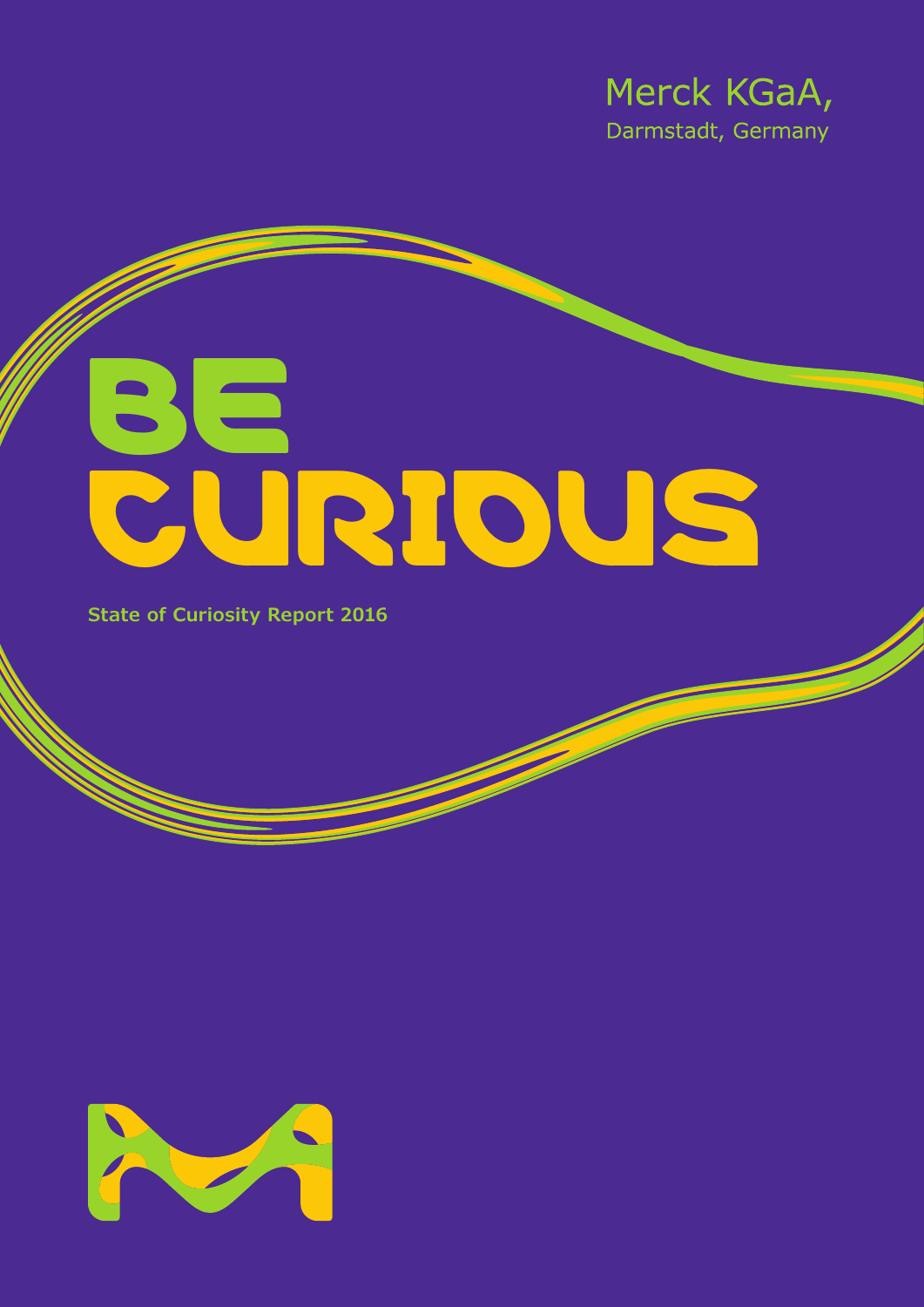Merck KGaA,
Darmstadt, Germany

# BE CURIOUS

**State of Curiosity Report 2016**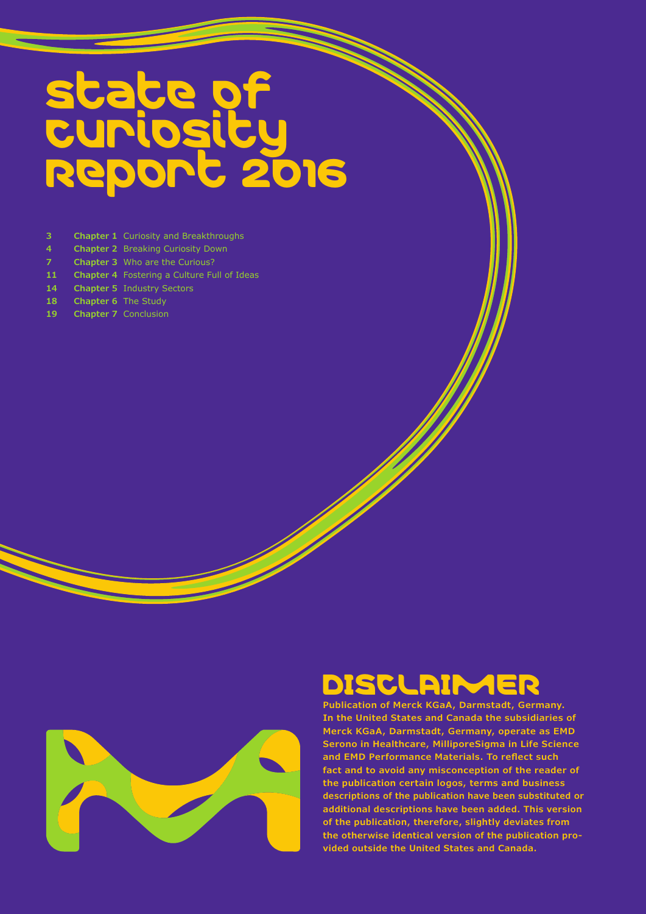# State of Curiosity Report 2016

| | |
|---|---|
| 3 | **Chapter 1** Curiosity and Breakthroughs |
| 4 | **Chapter 2** Breaking Curiosity Down |
| 7 | **Chapter 3** Who are the Curious? |
| 11 | **Chapter 4** Fostering a Culture Full of Ideas |
| 14 | **Chapter 5** Industry Sectors |
| 18 | **Chapter 6** The Study |
| 19 | **Chapter 7** Conclusion |

## Disclaimer

**Publication of Merck KGaA, Darmstadt, Germany. In the United States and Canada the subsidiaries of Merck KGaA, Darmstadt, Germany, operate as EMD Serono in Healthcare, MilliporeSigma in Life Science and EMD Performance Materials. To reflect such fact and to avoid any misconception of the reader of the publication certain logos, terms and business descriptions of the publication have been substituted or additional descriptions have been added. This version of the publication, therefore, slightly deviates from the otherwise identical version of the publication provided outside the United States and Canada.**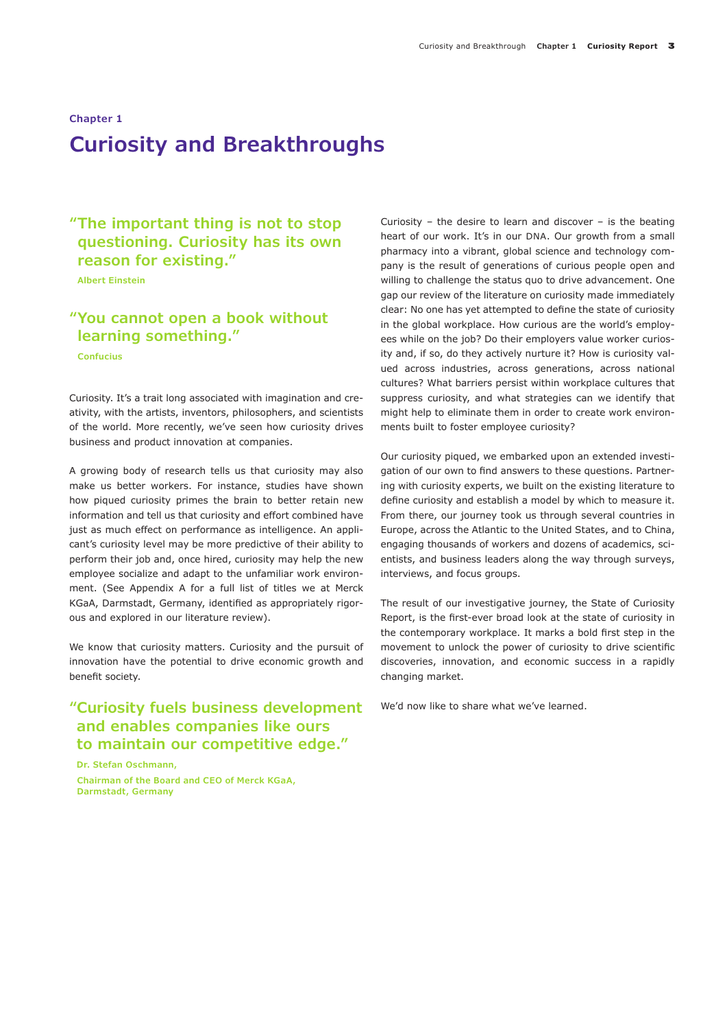Chapter 1

# Curiosity and Breakthroughs

> "The important thing is not to stop questioning. Curiosity has its own reason for existing."
>
> **Albert Einstein**

> "You cannot open a book without learning something."
>
> **Confucius**

Curiosity. It's a trait long associated with imagination and creativity, with the artists, inventors, philosophers, and scientists of the world. More recently, we've seen how curiosity drives business and product innovation at companies.

A growing body of research tells us that curiosity may also make us better workers. For instance, studies have shown how piqued curiosity primes the brain to better retain new information and tell us that curiosity and effort combined have just as much effect on performance as intelligence. An applicant's curiosity level may be more predictive of their ability to perform their job and, once hired, curiosity may help the new employee socialize and adapt to the unfamiliar work environment. (See Appendix A for a full list of titles we at Merck KGaA, Darmstadt, Germany, identified as appropriately rigorous and explored in our literature review).

We know that curiosity matters. Curiosity and the pursuit of innovation have the potential to drive economic growth and benefit society.

> "Curiosity fuels business development and enables companies like ours to maintain our competitive edge."
>
> **Dr. Stefan Oschmann,**
> **Chairman of the Board and CEO of Merck KGaA, Darmstadt, Germany**

Curiosity – the desire to learn and discover – is the beating heart of our work. It's in our DNA. Our growth from a small pharmacy into a vibrant, global science and technology company is the result of generations of curious people open and willing to challenge the status quo to drive advancement. One gap our review of the literature on curiosity made immediately clear: No one has yet attempted to define the state of curiosity in the global workplace. How curious are the world's employees while on the job? Do their employers value worker curiosity and, if so, do they actively nurture it? How is curiosity valued across industries, across generations, across national cultures? What barriers persist within workplace cultures that suppress curiosity, and what strategies can we identify that might help to eliminate them in order to create work environments built to foster employee curiosity?

Our curiosity piqued, we embarked upon an extended investigation of our own to find answers to these questions. Partnering with curiosity experts, we built on the existing literature to define curiosity and establish a model by which to measure it. From there, our journey took us through several countries in Europe, across the Atlantic to the United States, and to China, engaging thousands of workers and dozens of academics, scientists, and business leaders along the way through surveys, interviews, and focus groups.

The result of our investigative journey, the State of Curiosity Report, is the first-ever broad look at the state of curiosity in the contemporary workplace. It marks a bold first step in the movement to unlock the power of curiosity to drive scientific discoveries, innovation, and economic success in a rapidly changing market.

We'd now like to share what we've learned.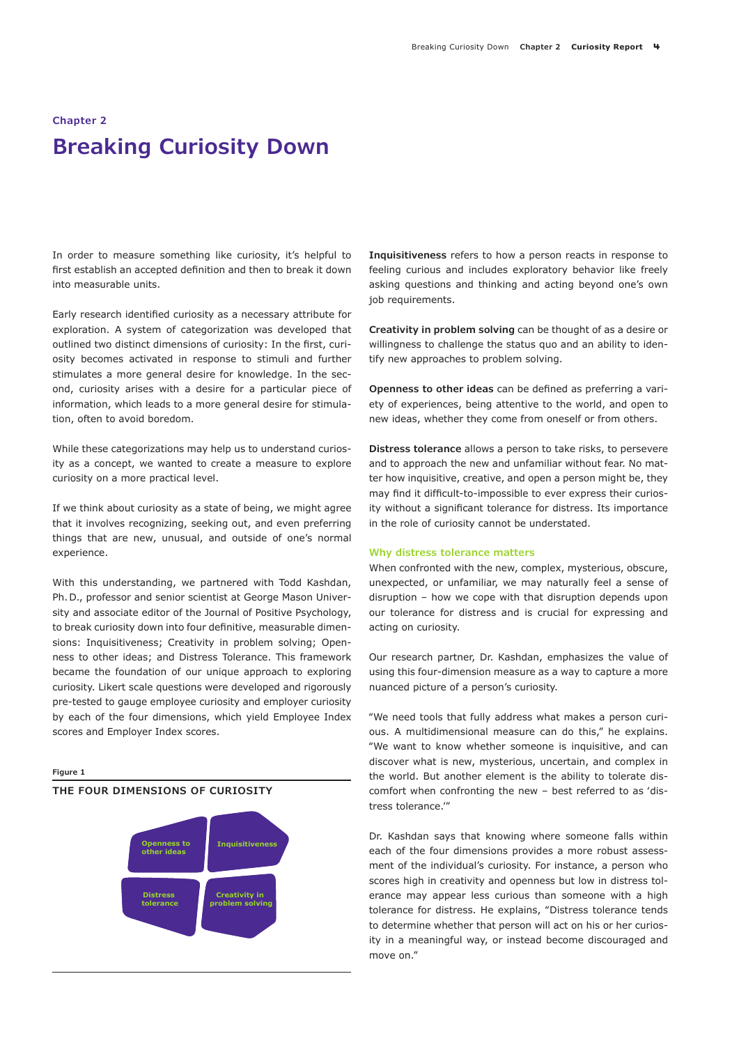Chapter 2

# Breaking Curiosity Down

In order to measure something like curiosity, it's helpful to first establish an accepted definition and then to break it down into measurable units.

Early research identified curiosity as a necessary attribute for exploration. A system of categorization was developed that outlined two distinct dimensions of curiosity: In the first, curiosity becomes activated in response to stimuli and further stimulates a more general desire for knowledge. In the second, curiosity arises with a desire for a particular piece of information, which leads to a more general desire for stimulation, often to avoid boredom.

While these categorizations may help us to understand curiosity as a concept, we wanted to create a measure to explore curiosity on a more practical level.

If we think about curiosity as a state of being, we might agree that it involves recognizing, seeking out, and even preferring things that are new, unusual, and outside of one's normal experience.

With this understanding, we partnered with Todd Kashdan, Ph. D., professor and senior scientist at George Mason University and associate editor of the Journal of Positive Psychology, to break curiosity down into four definitive, measurable dimensions: Inquisitiveness; Creativity in problem solving; Openness to other ideas; and Distress Tolerance. This framework became the foundation of our unique approach to exploring curiosity. Likert scale questions were developed and rigorously pre-tested to gauge employee curiosity and employer curiosity by each of the four dimensions, which yield Employee Index scores and Employer Index scores.

Figure 1

**THE FOUR DIMENSIONS OF CURIOSITY**

Openness to other ideas | Inquisitiveness | Distress tolerance | Creativity in problem solving

**Inquisitiveness** refers to how a person reacts in response to feeling curious and includes exploratory behavior like freely asking questions and thinking and acting beyond one's own job requirements.

**Creativity in problem solving** can be thought of as a desire or willingness to challenge the status quo and an ability to identify new approaches to problem solving.

**Openness to other ideas** can be defined as preferring a variety of experiences, being attentive to the world, and open to new ideas, whether they come from oneself or from others.

**Distress tolerance** allows a person to take risks, to persevere and to approach the new and unfamiliar without fear. No matter how inquisitive, creative, and open a person might be, they may find it difficult-to-impossible to ever express their curiosity without a significant tolerance for distress. Its importance in the role of curiosity cannot be understated.

### Why distress tolerance matters

When confronted with the new, complex, mysterious, obscure, unexpected, or unfamiliar, we may naturally feel a sense of disruption – how we cope with that disruption depends upon our tolerance for distress and is crucial for expressing and acting on curiosity.

Our research partner, Dr. Kashdan, emphasizes the value of using this four-dimension measure as a way to capture a more nuanced picture of a person's curiosity.

"We need tools that fully address what makes a person curious. A multidimensional measure can do this," he explains. "We want to know whether someone is inquisitive, and can discover what is new, mysterious, uncertain, and complex in the world. But another element is the ability to tolerate discomfort when confronting the new – best referred to as 'distress tolerance.'"

Dr. Kashdan says that knowing where someone falls within each of the four dimensions provides a more robust assessment of the individual's curiosity. For instance, a person who scores high in creativity and openness but low in distress tolerance may appear less curious than someone with a high tolerance for distress. He explains, "Distress tolerance tends to determine whether that person will act on his or her curiosity in a meaningful way, or instead become discouraged and move on."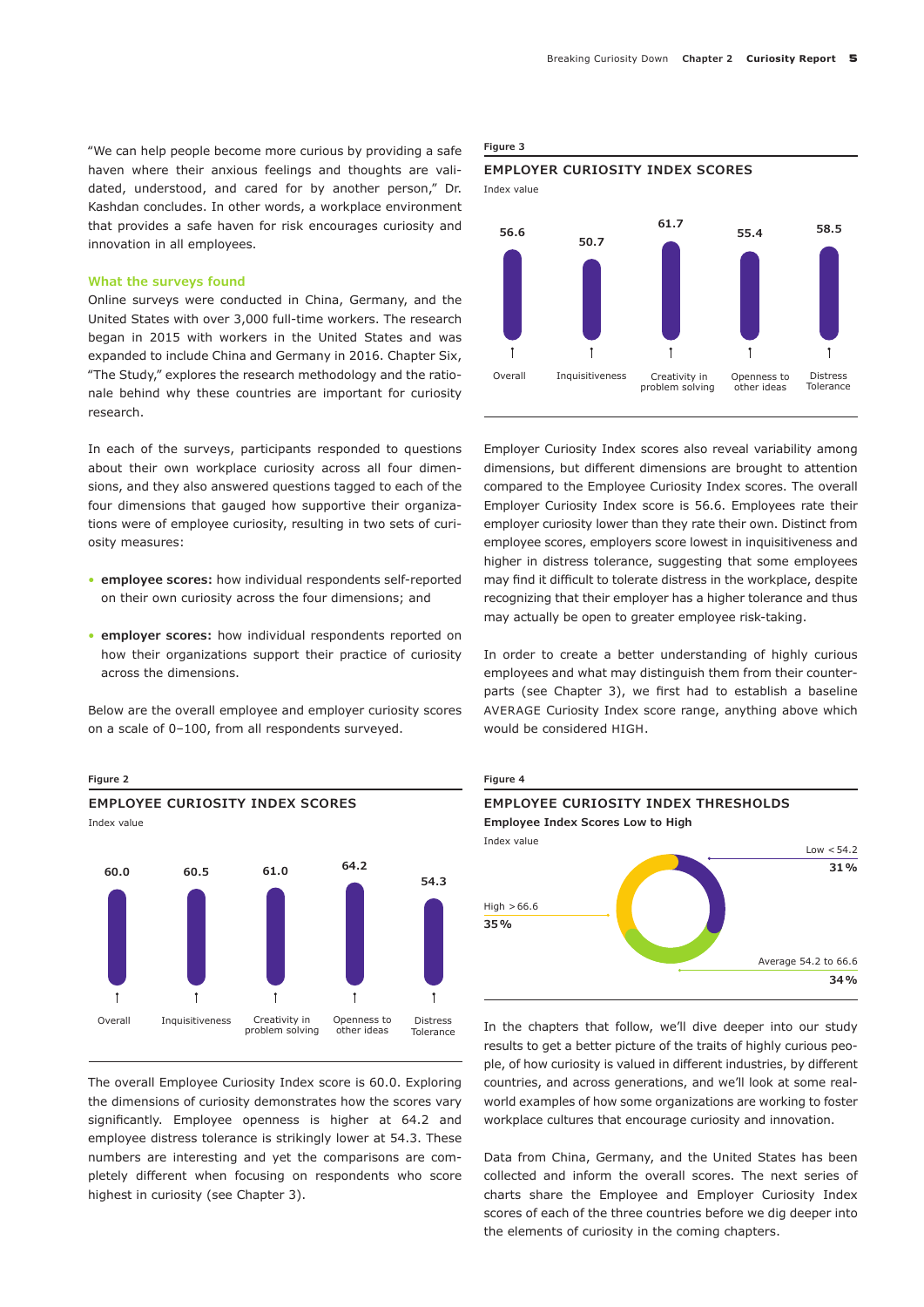"We can help people become more curious by providing a safe haven where their anxious feelings and thoughts are validated, understood, and cared for by another person," Dr. Kashdan concludes. In other words, a workplace environment that provides a safe haven for risk encourages curiosity and innovation in all employees.

### What the surveys found

Online surveys were conducted in China, Germany, and the United States with over 3,000 full-time workers. The research began in 2015 with workers in the United States and was expanded to include China and Germany in 2016. Chapter Six, "The Study," explores the research methodology and the rationale behind why these countries are important for curiosity research.

In each of the surveys, participants responded to questions about their own workplace curiosity across all four dimensions, and they also answered questions tagged to each of the four dimensions that gauged how supportive their organizations were of employee curiosity, resulting in two sets of curiosity measures:

- **employee scores:** how individual respondents self-reported on their own curiosity across the four dimensions; and
- **employer scores:** how individual respondents reported on how their organizations support their practice of curiosity across the dimensions.

Below are the overall employee and employer curiosity scores on a scale of 0–100, from all respondents surveyed.

**Figure 2**

**EMPLOYEE CURIOSITY INDEX SCORES**

Index value

| Overall | Inquisitiveness | Creativity in problem solving | Openness to other ideas | Distress Tolerance |
|---|---|---|---|---|
| 60.0 | 60.5 | 61.0 | 64.2 | 54.3 |

The overall Employee Curiosity Index score is 60.0. Exploring the dimensions of curiosity demonstrates how the scores vary significantly. Employee openness is higher at 64.2 and employee distress tolerance is strikingly lower at 54.3. These numbers are interesting and yet the comparisons are completely different when focusing on respondents who score highest in curiosity (see Chapter 3).

**Figure 3**

**EMPLOYER CURIOSITY INDEX SCORES**

Index value

| Overall | Inquisitiveness | Creativity in problem solving | Openness to other ideas | Distress Tolerance |
|---|---|---|---|---|
| 56.6 | 50.7 | 61.7 | 55.4 | 58.5 |

Employer Curiosity Index scores also reveal variability among dimensions, but different dimensions are brought to attention compared to the Employee Curiosity Index scores. The overall Employer Curiosity Index score is 56.6. Employees rate their employer curiosity lower than they rate their own. Distinct from employee scores, employers score lowest in inquisitiveness and higher in distress tolerance, suggesting that some employees may find it difficult to tolerate distress in the workplace, despite recognizing that their employer has a higher tolerance and thus may actually be open to greater employee risk-taking.

In order to create a better understanding of highly curious employees and what may distinguish them from their counterparts (see Chapter 3), we first had to establish a baseline AVERAGE Curiosity Index score range, anything above which would be considered HIGH.

**Figure 4**

**EMPLOYEE CURIOSITY INDEX THRESHOLDS**

**Employee Index Scores Low to High**

Index value

| Threshold | Share |
|---|---|
| Low < 54.2 | 31% |
| Average 54.2 to 66.6 | 34% |
| High > 66.6 | 35% |

In the chapters that follow, we'll dive deeper into our study results to get a better picture of the traits of highly curious people, of how curiosity is valued in different industries, by different countries, and across generations, and we'll look at some real-world examples of how some organizations are working to foster workplace cultures that encourage curiosity and innovation.

Data from China, Germany, and the United States has been collected and inform the overall scores. The next series of charts share the Employee and Employer Curiosity Index scores of each of the three countries before we dig deeper into the elements of curiosity in the coming chapters.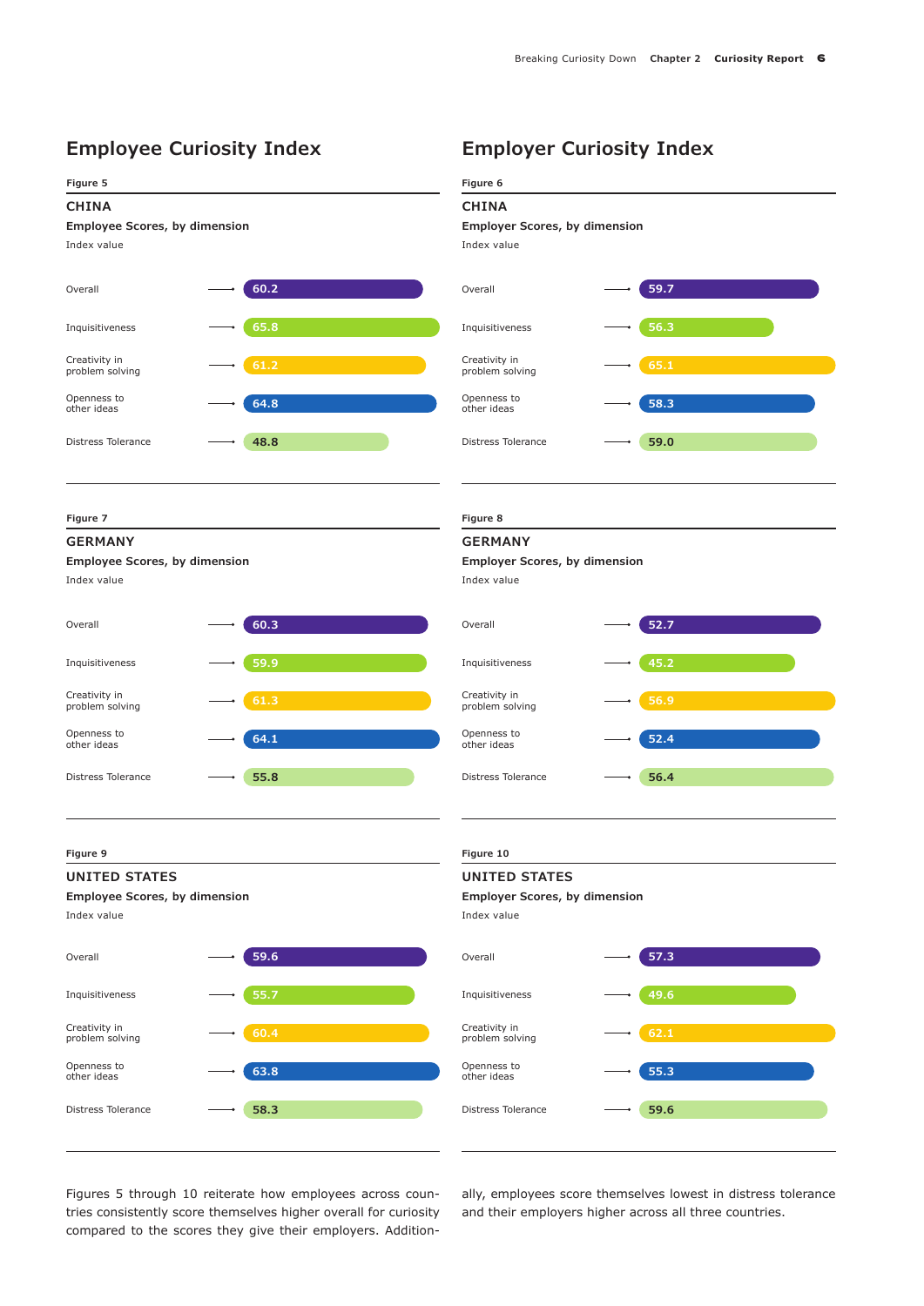## Employee Curiosity Index

**Figure 5**

### CHINA

**Employee Scores, by dimension**

Index value

| Dimension | Index value |
|---|---|
| Overall | 60.2 |
| Inquisitiveness | 65.8 |
| Creativity in problem solving | 61.2 |
| Openness to other ideas | 64.8 |
| Distress Tolerance | 48.8 |

**Figure 7**

### GERMANY

**Employee Scores, by dimension**

Index value

| Dimension | Index value |
|---|---|
| Overall | 60.3 |
| Inquisitiveness | 59.9 |
| Creativity in problem solving | 61.3 |
| Openness to other ideas | 64.1 |
| Distress Tolerance | 55.8 |

**Figure 9**

### UNITED STATES

**Employee Scores, by dimension**

Index value

| Dimension | Index value |
|---|---|
| Overall | 59.6 |
| Inquisitiveness | 55.7 |
| Creativity in problem solving | 60.4 |
| Openness to other ideas | 63.8 |
| Distress Tolerance | 58.3 |

## Employer Curiosity Index

**Figure 6**

### CHINA

**Employer Scores, by dimension**

Index value

| Dimension | Index value |
|---|---|
| Overall | 59.7 |
| Inquisitiveness | 56.3 |
| Creativity in problem solving | 65.1 |
| Openness to other ideas | 58.3 |
| Distress Tolerance | 59.0 |

**Figure 8**

### GERMANY

**Employer Scores, by dimension**

Index value

| Dimension | Index value |
|---|---|
| Overall | 52.7 |
| Inquisitiveness | 45.2 |
| Creativity in problem solving | 56.9 |
| Openness to other ideas | 52.4 |
| Distress Tolerance | 56.4 |

**Figure 10**

### UNITED STATES

**Employee Scores, by dimension**

Index value

| Dimension | Index value |
|---|---|
| Overall | 57.3 |
| Inquisitiveness | 49.6 |
| Creativity in problem solving | 62.1 |
| Openness to other ideas | 55.3 |
| Distress Tolerance | 59.6 |

Figures 5 through 10 reiterate how employees across countries consistently score themselves higher overall for curiosity compared to the scores they give their employers. Additionally, employees score themselves lowest in distress tolerance and their employers higher across all three countries.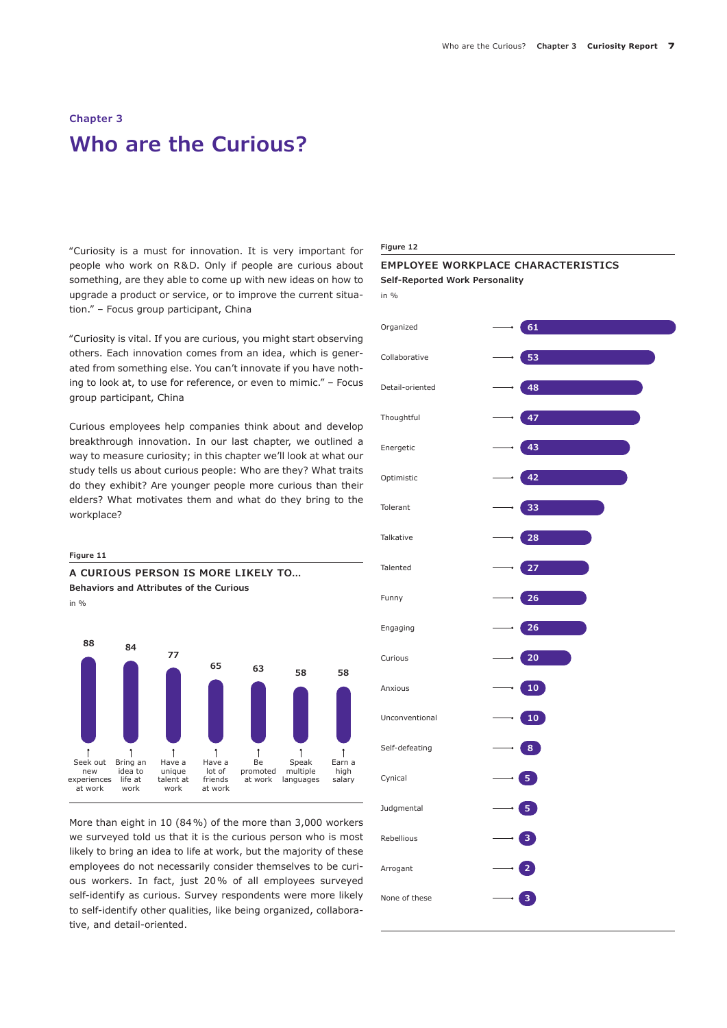## Chapter 3

# Who are the Curious?

"Curiosity is a must for innovation. It is very important for people who work on R&D. Only if people are curious about something, are they able to come up with new ideas on how to upgrade a product or service, or to improve the current situation." – Focus group participant, China

"Curiosity is vital. If you are curious, you might start observing others. Each innovation comes from an idea, which is generated from something else. You can't innovate if you have nothing to look at, to use for reference, or even to mimic." – Focus group participant, China

Curious employees help companies think about and develop breakthrough innovation. In our last chapter, we outlined a way to measure curiosity; in this chapter we'll look at what our study tells us about curious people: Who are they? What traits do they exhibit? Are younger people more curious than their elders? What motivates them and what do they bring to the workplace?

**Figure 11**

**A CURIOUS PERSON IS MORE LIKELY TO…**

**Behaviors and Attributes of the Curious**

in %

| Behavior / Attribute | % |
|---|---|
| Seek out new experiences at work | 88 |
| Bring an idea to life at work | 84 |
| Have a unique talent at work | 77 |
| Have a lot of friends at work | 65 |
| Be promoted at work | 63 |
| Speak multiple languages | 58 |
| Earn a high salary | 58 |

More than eight in 10 (84%) of the more than 3,000 workers we surveyed told us that it is the curious person who is most likely to bring an idea to life at work, but the majority of these employees do not necessarily consider themselves to be curious workers. In fact, just 20% of all employees surveyed self-identify as curious. Survey respondents were more likely to self-identify other qualities, like being organized, collaborative, and detail-oriented.

**Figure 12**

**EMPLOYEE WORKPLACE CHARACTERISTICS**

**Self-Reported Work Personality**

in %

| Characteristic | % |
|---|---|
| Organized | 61 |
| Collaborative | 53 |
| Detail-oriented | 48 |
| Thoughtful | 47 |
| Energetic | 43 |
| Optimistic | 42 |
| Tolerant | 33 |
| Talkative | 28 |
| Talented | 27 |
| Funny | 26 |
| Engaging | 26 |
| Curious | 20 |
| Anxious | 10 |
| Unconventional | 10 |
| Self-defeating | 8 |
| Cynical | 5 |
| Judgmental | 5 |
| Rebellious | 3 |
| Arrogant | 2 |
| None of these | 3 |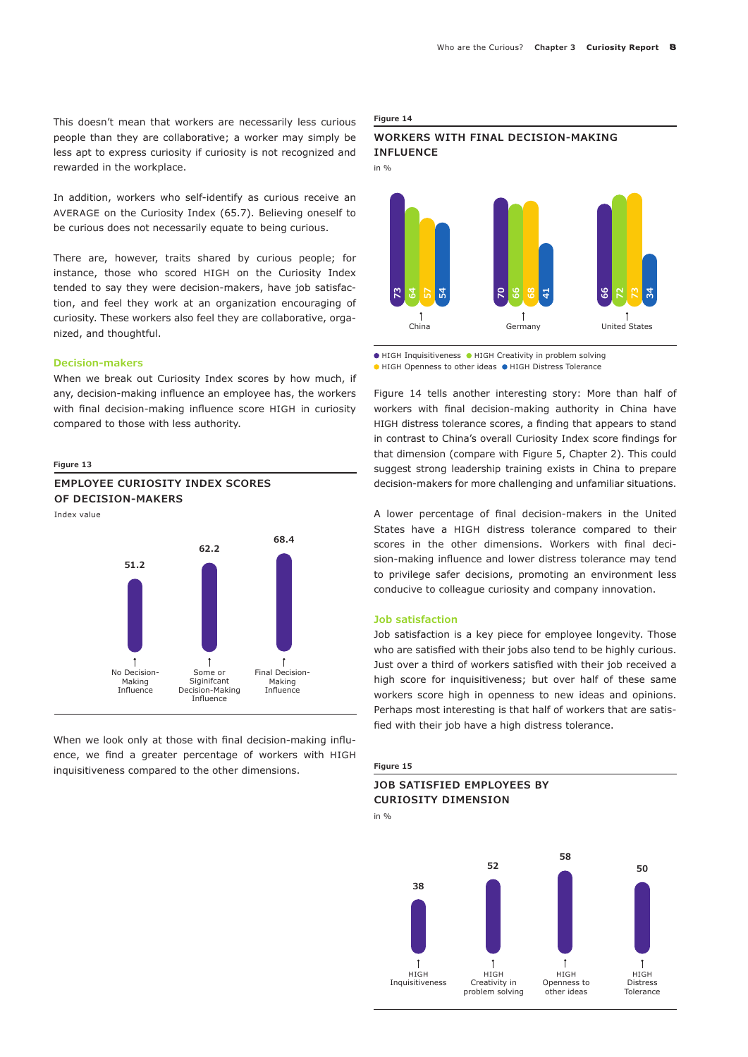This doesn't mean that workers are necessarily less curious people than they are collaborative; a worker may simply be less apt to express curiosity if curiosity is not recognized and rewarded in the workplace.

In addition, workers who self-identify as curious receive an AVERAGE on the Curiosity Index (65.7). Believing oneself to be curious does not necessarily equate to being curious.

There are, however, traits shared by curious people; for instance, those who scored HIGH on the Curiosity Index tended to say they were decision-makers, have job satisfaction, and feel they work at an organization encouraging of curiosity. These workers also feel they are collaborative, organized, and thoughtful.

### Decision-makers

When we break out Curiosity Index scores by how much, if any, decision-making influence an employee has, the workers with final decision-making influence score HIGH in curiosity compared to those with less authority.

**Figure 13**

**EMPLOYEE CURIOSITY INDEX SCORES OF DECISION-MAKERS**

Index value

| | Index value |
|---|---|
| No Decision-Making Influence | 51.2 |
| Some or Siginifcant Decision-Making Influence | 62.2 |
| Final Decision-Making Influence | 68.4 |

When we look only at those with final decision-making influence, we find a greater percentage of workers with HIGH inquisitiveness compared to the other dimensions.

**Figure 14**

**WORKERS WITH FINAL DECISION-MAKING INFLUENCE**

in %

| | HIGH Inquisitiveness | HIGH Creativity in problem solving | HIGH Openness to other ideas | HIGH Distress Tolerance |
|---|---|---|---|---|
| China | 73 | 64 | 57 | 54 |
| Germany | 70 | 66 | 68 | 41 |
| United States | 66 | 72 | 73 | 34 |

Figure 14 tells another interesting story: More than half of workers with final decision-making authority in China have HIGH distress tolerance scores, a finding that appears to stand in contrast to China's overall Curiosity Index score findings for that dimension (compare with Figure 5, Chapter 2). This could suggest strong leadership training exists in China to prepare decision-makers for more challenging and unfamiliar situations.

A lower percentage of final decision-makers in the United States have a HIGH distress tolerance compared to their scores in the other dimensions. Workers with final decision-making influence and lower distress tolerance may tend to privilege safer decisions, promoting an environment less conducive to colleague curiosity and company innovation.

### Job satisfaction

Job satisfaction is a key piece for employee longevity. Those who are satisfied with their jobs also tend to be highly curious. Just over a third of workers satisfied with their job received a high score for inquisitiveness; but over half of these same workers score high in openness to new ideas and opinions. Perhaps most interesting is that half of workers that are satisfied with their job have a high distress tolerance.

**Figure 15**

**JOB SATISFIED EMPLOYEES BY CURIOSITY DIMENSION**

in %

| | in % |
|---|---|
| HIGH Inquisitiveness | 38 |
| HIGH Creativity in problem solving | 52 |
| HIGH Openness to other ideas | 58 |
| HIGH Distress Tolerance | 50 |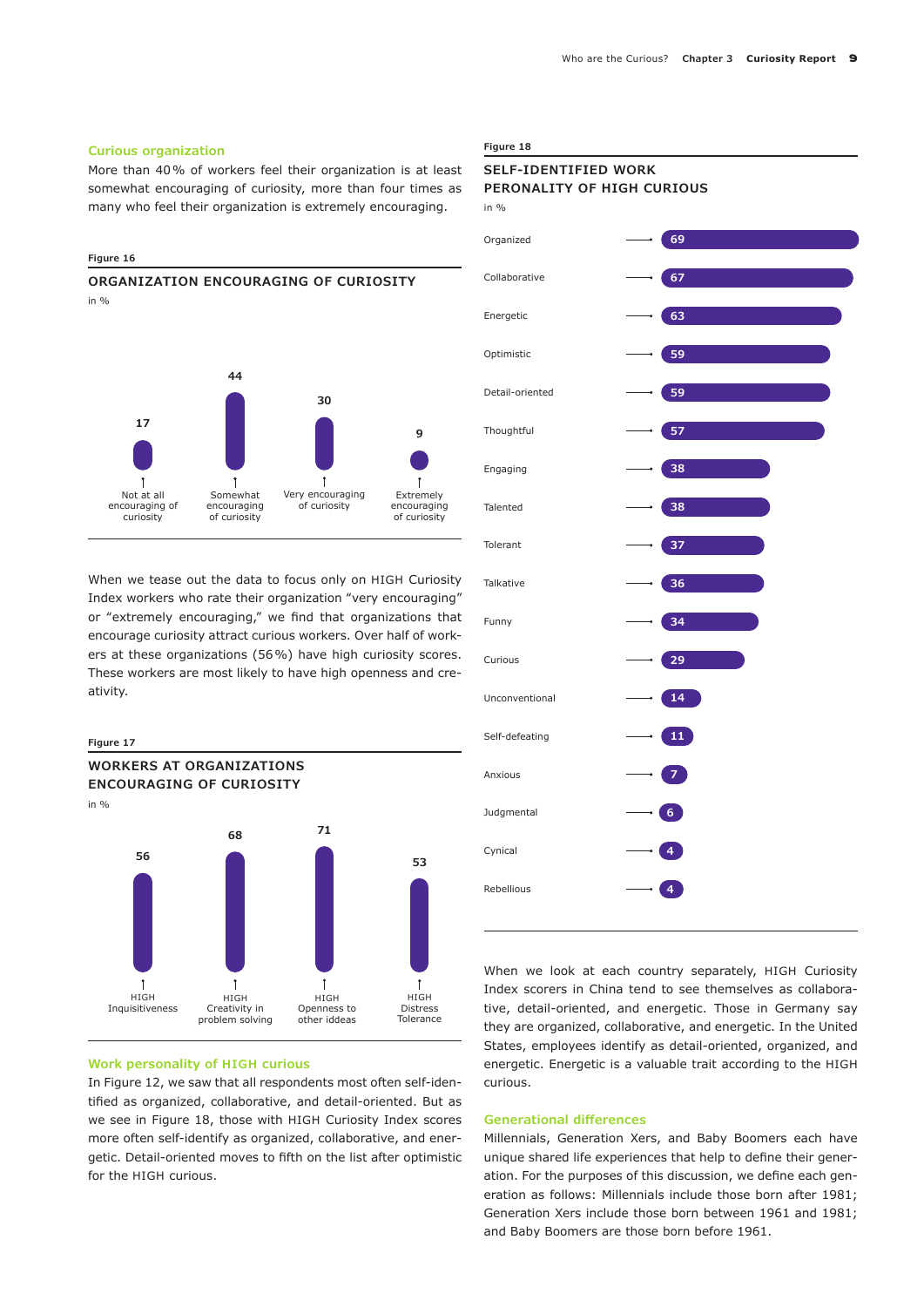### Curious organization

More than 40 % of workers feel their organization is at least somewhat encouraging of curiosity, more than four times as many who feel their organization is extremely encouraging.

Figure 16

**ORGANIZATION ENCOURAGING OF CURIOSITY**

in %

| Not at all encouraging of curiosity | Somewhat encouraging of curiosity | Very encouraging of curiosity | Extremely encouraging of curiosity |
|---|---|---|---|
| 17 | 44 | 30 | 9 |

When we tease out the data to focus only on HIGH Curiosity Index workers who rate their organization "very encouraging" or "extremely encouraging," we find that organizations that encourage curiosity attract curious workers. Over half of workers at these organizations (56 %) have high curiosity scores. These workers are most likely to have high openness and creativity.

Figure 17

**WORKERS AT ORGANIZATIONS ENCOURAGING OF CURIOSITY**

in %

| HIGH Inquisitiveness | HIGH Creativity in problem solving | HIGH Openness to other ideeas | HIGH Distress Tolerance |
|---|---|---|---|
| 56 | 68 | 71 | 53 |

### Work personality of HIGH curious

In Figure 12, we saw that all respondents most often self-identified as organized, collaborative, and detail-oriented. But as we see in Figure 18, those with HIGH Curiosity Index scores more often self-identify as organized, collaborative, and energetic. Detail-oriented moves to fifth on the list after optimistic for the HIGH curious.

Figure 18

**SELF-IDENTIFIED WORK PERONALITY OF HIGH CURIOUS**

in %

| Trait | % |
|---|---|
| Organized | 69 |
| Collaborative | 67 |
| Energetic | 63 |
| Optimistic | 59 |
| Detail-oriented | 59 |
| Thoughtful | 57 |
| Engaging | 38 |
| Talented | 38 |
| Tolerant | 37 |
| Talkative | 36 |
| Funny | 34 |
| Curious | 29 |
| Unconventional | 14 |
| Self-defeating | 11 |
| Anxious | 7 |
| Judgmental | 6 |
| Cynical | 4 |
| Rebellious | 4 |

When we look at each country separately, HIGH Curiosity Index scorers in China tend to see themselves as collaborative, detail-oriented, and energetic. Those in Germany say they are organized, collaborative, and energetic. In the United States, employees identify as detail-oriented, organized, and energetic. Energetic is a valuable trait according to the HIGH curious.

### Generational differences

Millennials, Generation Xers, and Baby Boomers each have unique shared life experiences that help to define their generation. For the purposes of this discussion, we define each generation as follows: Millennials include those born after 1981; Generation Xers include those born between 1961 and 1981; and Baby Boomers are those born before 1961.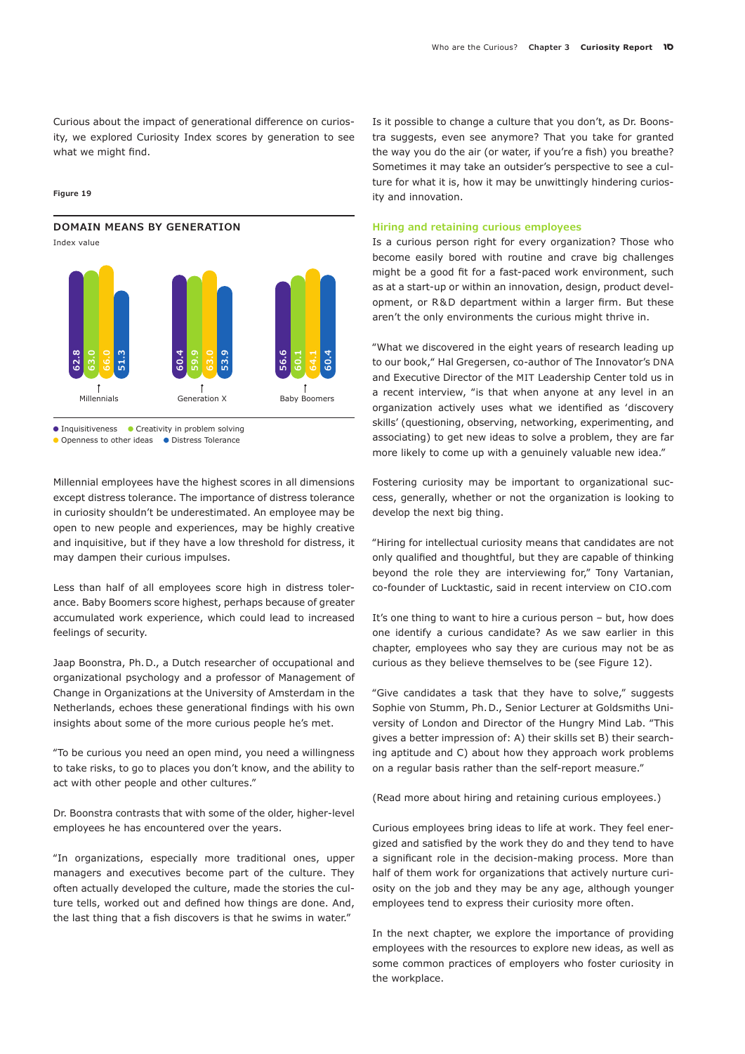Curious about the impact of generational difference on curiosity, we explored Curiosity Index scores by generation to see what we might find.

**Figure 19**

**DOMAIN MEANS BY GENERATION**

Index value

| | Inquisitiveness | Creativity in problem solving | Openness to other ideas | Distress Tolerance |
|---|---|---|---|---|
| Millennials | 62.8 | 63.0 | 66.0 | 51.3 |
| Generation X | 60.4 | 59.9 | 63.0 | 53.9 |
| Baby Boomers | 56.6 | 60.1 | 64.1 | 60.4 |

Millennial employees have the highest scores in all dimensions except distress tolerance. The importance of distress tolerance in curiosity shouldn't be underestimated. An employee may be open to new people and experiences, may be highly creative and inquisitive, but if they have a low threshold for distress, it may dampen their curious impulses.

Less than half of all employees score high in distress tolerance. Baby Boomers score highest, perhaps because of greater accumulated work experience, which could lead to increased feelings of security.

Jaap Boonstra, Ph.D., a Dutch researcher of occupational and organizational psychology and a professor of Management of Change in Organizations at the University of Amsterdam in the Netherlands, echoes these generational findings with his own insights about some of the more curious people he's met.

"To be curious you need an open mind, you need a willingness to take risks, to go to places you don't know, and the ability to act with other people and other cultures."

Dr. Boonstra contrasts that with some of the older, higher-level employees he has encountered over the years.

"In organizations, especially more traditional ones, upper managers and executives become part of the culture. They often actually developed the culture, made the stories the culture tells, worked out and defined how things are done. And, the last thing that a fish discovers is that he swims in water."

Is it possible to change a culture that you don't, as Dr. Boonstra suggests, even see anymore? That you take for granted the way you do the air (or water, if you're a fish) you breathe? Sometimes it may take an outsider's perspective to see a culture for what it is, how it may be unwittingly hindering curiosity and innovation.

## Hiring and retaining curious employees

Is a curious person right for every organization? Those who become easily bored with routine and crave big challenges might be a good fit for a fast-paced work environment, such as at a start-up or within an innovation, design, product development, or R&D department within a larger firm. But these aren't the only environments the curious might thrive in.

"What we discovered in the eight years of research leading up to our book," Hal Gregersen, co-author of The Innovator's DNA and Executive Director of the MIT Leadership Center told us in a recent interview, "is that when anyone at any level in an organization actively uses what we identified as 'discovery skills' (questioning, observing, networking, experimenting, and associating) to get new ideas to solve a problem, they are far more likely to come up with a genuinely valuable new idea."

Fostering curiosity may be important to organizational success, generally, whether or not the organization is looking to develop the next big thing.

"Hiring for intellectual curiosity means that candidates are not only qualified and thoughtful, but they are capable of thinking beyond the role they are interviewing for," Tony Vartanian, co-founder of Lucktastic, said in recent interview on CIO.com

It's one thing to want to hire a curious person – but, how does one identify a curious candidate? As we saw earlier in this chapter, employees who say they are curious may not be as curious as they believe themselves to be (see Figure 12).

"Give candidates a task that they have to solve," suggests Sophie von Stumm, Ph.D., Senior Lecturer at Goldsmiths University of London and Director of the Hungry Mind Lab. "This gives a better impression of: A) their skills set B) their searching aptitude and C) about how they approach work problems on a regular basis rather than the self-report measure."

(Read more about hiring and retaining curious employees.)

Curious employees bring ideas to life at work. They feel energized and satisfied by the work they do and they tend to have a significant role in the decision-making process. More than half of them work for organizations that actively nurture curiosity on the job and they may be any age, although younger employees tend to express their curiosity more often.

In the next chapter, we explore the importance of providing employees with the resources to explore new ideas, as well as some common practices of employers who foster curiosity in the workplace.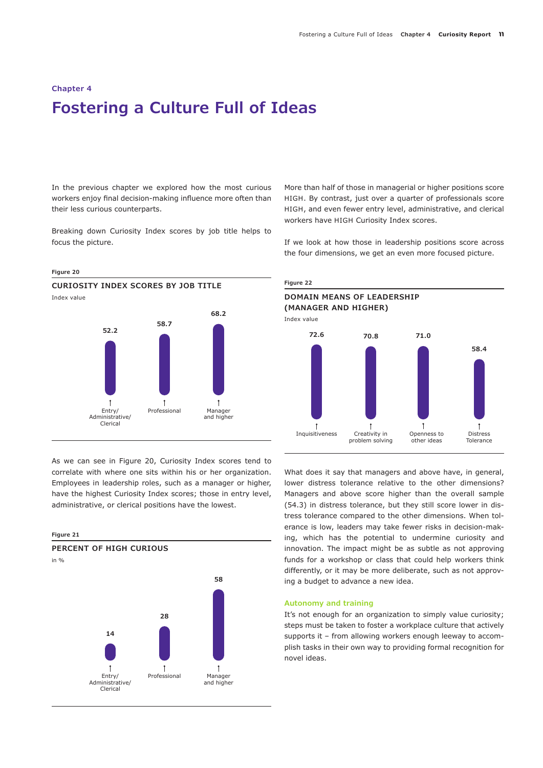Chapter 4

# Fostering a Culture Full of Ideas

In the previous chapter we explored how the most curious workers enjoy final decision-making influence more often than their less curious counterparts.

Breaking down Curiosity Index scores by job title helps to focus the picture.

**Figure 20**

**CURIOSITY INDEX SCORES BY JOB TITLE**

Index value

| Job title | Index value |
|---|---|
| Entry/ Administrative/ Clerical | 52.2 |
| Professional | 58.7 |
| Manager and higher | 68.2 |

As we can see in Figure 20, Curiosity Index scores tend to correlate with where one sits within his or her organization. Employees in leadership roles, such as a manager or higher, have the highest Curiosity Index scores; those in entry level, administrative, or clerical positions have the lowest.

**Figure 21**

**PERCENT OF HIGH CURIOUS**

in %

| Job title | % |
|---|---|
| Entry/ Administrative/ Clerical | 14 |
| Professional | 28 |
| Manager and higher | 58 |

More than half of those in managerial or higher positions score HIGH. By contrast, just over a quarter of professionals score HIGH, and even fewer entry level, administrative, and clerical workers have HIGH Curiosity Index scores.

If we look at how those in leadership positions score across the four dimensions, we get an even more focused picture.

**Figure 22**

**DOMAIN MEANS OF LEADERSHIP (MANAGER AND HIGHER)**

Index value

| Dimension | Index value |
|---|---|
| Inquisitiveness | 72.6 |
| Creativity in problem solving | 70.8 |
| Openness to other ideas | 71.0 |
| Distress Tolerance | 58.4 |

What does it say that managers and above have, in general, lower distress tolerance relative to the other dimensions? Managers and above score higher than the overall sample (54.3) in distress tolerance, but they still score lower in distress tolerance compared to the other dimensions. When tolerance is low, leaders may take fewer risks in decision-making, which has the potential to undermine curiosity and innovation. The impact might be as subtle as not approving funds for a workshop or class that could help workers think differently, or it may be more deliberate, such as not approving a budget to advance a new idea.

### Autonomy and training

It's not enough for an organization to simply value curiosity; steps must be taken to foster a workplace culture that actively supports it – from allowing workers enough leeway to accomplish tasks in their own way to providing formal recognition for novel ideas.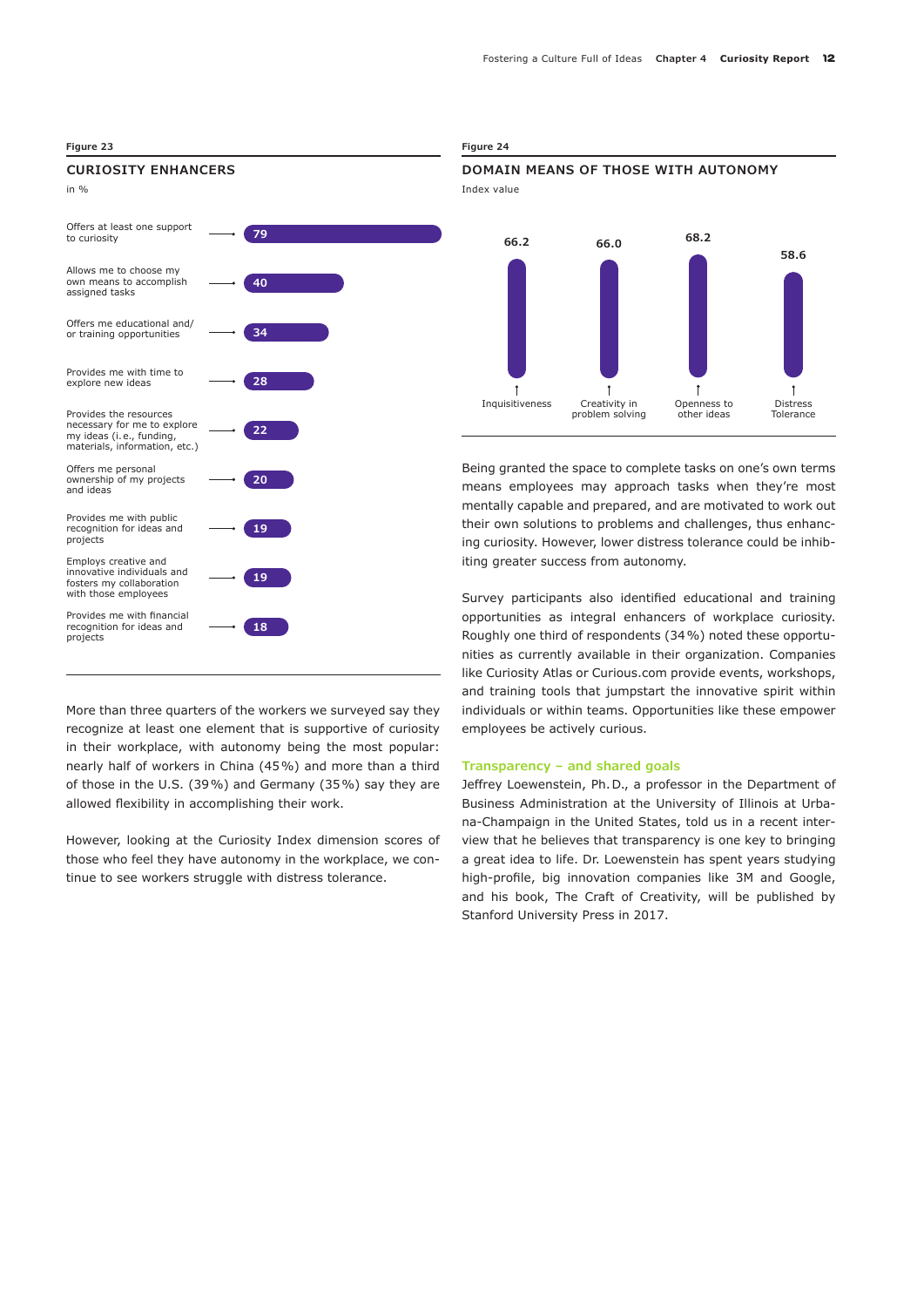**Figure 23**

**CURIOSITY ENHANCERS**

in %

| Enhancer | % |
|---|---|
| Offers at least one support to curiosity | 79 |
| Allows me to choose my own means to accomplish assigned tasks | 40 |
| Offers me educational and/or training opportunities | 34 |
| Provides me with time to explore new ideas | 28 |
| Provides the resources necessary for me to explore my ideas (i.e., funding, materials, information, etc.) | 22 |
| Offers me personal ownership of my projects and ideas | 20 |
| Provides me with public recognition for ideas and projects | 19 |
| Employs creative and innovative individuals and fosters my collaboration with those employees | 19 |
| Provides me with financial recognition for ideas and projects | 18 |

More than three quarters of the workers we surveyed say they recognize at least one element that is supportive of curiosity in their workplace, with autonomy being the most popular: nearly half of workers in China (45%) and more than a third of those in the U.S. (39%) and Germany (35%) say they are allowed flexibility in accomplishing their work.

However, looking at the Curiosity Index dimension scores of those who feel they have autonomy in the workplace, we continue to see workers struggle with distress tolerance.

**Figure 24**

**DOMAIN MEANS OF THOSE WITH AUTONOMY**

Index value

| Inquisitiveness | Creativity in problem solving | Openness to other ideas | Distress Tolerance |
|---|---|---|---|
| 66.2 | 66.0 | 68.2 | 58.6 |

Being granted the space to complete tasks on one's own terms means employees may approach tasks when they're most mentally capable and prepared, and are motivated to work out their own solutions to problems and challenges, thus enhancing curiosity. However, lower distress tolerance could be inhibiting greater success from autonomy.

Survey participants also identified educational and training opportunities as integral enhancers of workplace curiosity. Roughly one third of respondents (34%) noted these opportunities as currently available in their organization. Companies like Curiosity Atlas or Curious.com provide events, workshops, and training tools that jumpstart the innovative spirit within individuals or within teams. Opportunities like these empower employees be actively curious.

### Transparency – and shared goals

Jeffrey Loewenstein, Ph.D., a professor in the Department of Business Administration at the University of Illinois at Urbana-Champaign in the United States, told us in a recent interview that he believes that transparency is one key to bringing a great idea to life. Dr. Loewenstein has spent years studying high-profile, big innovation companies like 3M and Google, and his book, The Craft of Creativity, will be published by Stanford University Press in 2017.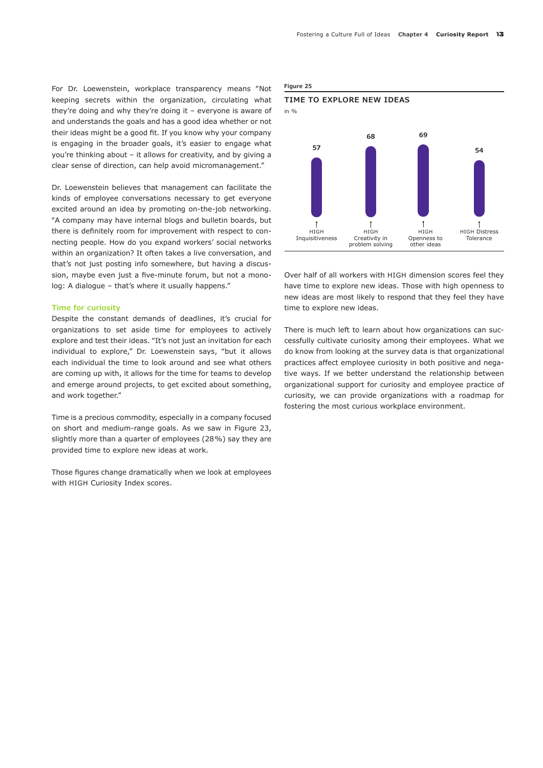For Dr. Loewenstein, workplace transparency means "Not keeping secrets within the organization, circulating what they're doing and why they're doing it – everyone is aware of and understands the goals and has a good idea whether or not their ideas might be a good fit. If you know why your company is engaging in the broader goals, it's easier to engage what you're thinking about – it allows for creativity, and by giving a clear sense of direction, can help avoid micromanagement."

Dr. Loewenstein believes that management can facilitate the kinds of employee conversations necessary to get everyone excited around an idea by promoting on-the-job networking. "A company may have internal blogs and bulletin boards, but there is definitely room for improvement with respect to connecting people. How do you expand workers' social networks within an organization? It often takes a live conversation, and that's not just posting info somewhere, but having a discussion, maybe even just a five-minute forum, but not a monolog: A dialogue – that's where it usually happens."

### Time for curiosity

Despite the constant demands of deadlines, it's crucial for organizations to set aside time for employees to actively explore and test their ideas. "It's not just an invitation for each individual to explore," Dr. Loewenstein says, "but it allows each individual the time to look around and see what others are coming up with, it allows for the time for teams to develop and emerge around projects, to get excited about something, and work together."

Time is a precious commodity, especially in a company focused on short and medium-range goals. As we saw in Figure 23, slightly more than a quarter of employees (28%) say they are provided time to explore new ideas at work.

Those figures change dramatically when we look at employees with HIGH Curiosity Index scores.

**Figure 25**

**TIME TO EXPLORE NEW IDEAS**

in %

| HIGH Inquisitiveness | HIGH Creativity in problem solving | HIGH Openness to other ideas | HIGH Distress Tolerance |
|---|---|---|---|
| 57 | 68 | 69 | 54 |

Over half of all workers with HIGH dimension scores feel they have time to explore new ideas. Those with high openness to new ideas are most likely to respond that they feel they have time to explore new ideas.

There is much left to learn about how organizations can successfully cultivate curiosity among their employees. What we do know from looking at the survey data is that organizational practices affect employee curiosity in both positive and negative ways. If we better understand the relationship between organizational support for curiosity and employee practice of curiosity, we can provide organizations with a roadmap for fostering the most curious workplace environment.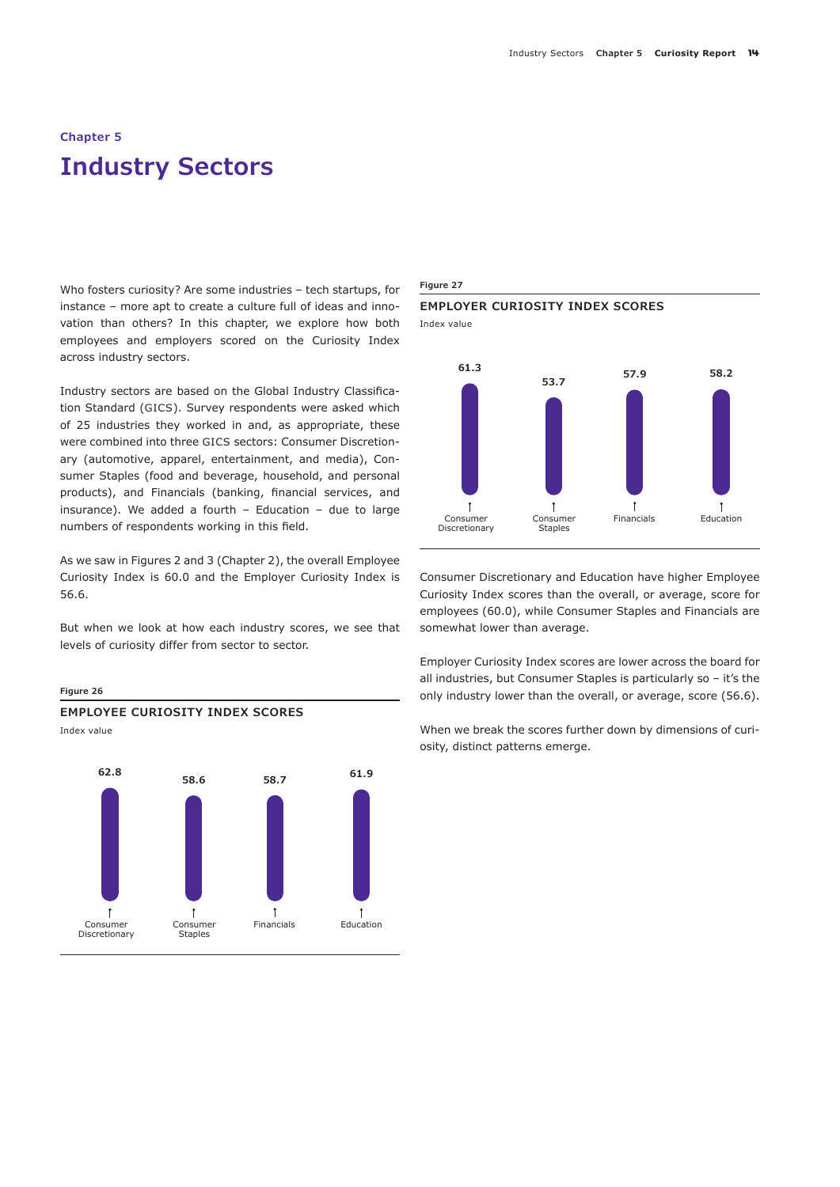Chapter 5

# Industry Sectors

Who fosters curiosity? Are some industries – tech startups, for instance – more apt to create a culture full of ideas and innovation than others? In this chapter, we explore how both employees and employers scored on the Curiosity Index across industry sectors.

Industry sectors are based on the Global Industry Classification Standard (GICS). Survey respondents were asked which of 25 industries they worked in and, as appropriate, these were combined into three GICS sectors: Consumer Discretionary (automotive, apparel, entertainment, and media), Consumer Staples (food and beverage, household, and personal products), and Financials (banking, financial services, and insurance). We added a fourth – Education – due to large numbers of respondents working in this field.

As we saw in Figures 2 and 3 (Chapter 2), the overall Employee Curiosity Index is 60.0 and the Employer Curiosity Index is 56.6.

But when we look at how each industry scores, we see that levels of curiosity differ from sector to sector.

**Figure 26**

**EMPLOYEE CURIOSITY INDEX SCORES**

Index value

| Consumer Discretionary | Consumer Staples | Financials | Education |
|---|---|---|---|
| 62.8 | 58.6 | 58.7 | 61.9 |

**Figure 27**

**EMPLOYER CURIOSITY INDEX SCORES**

Index value

| Consumer Discretionary | Consumer Staples | Financials | Education |
|---|---|---|---|
| 61.3 | 53.7 | 57.9 | 58.2 |

Consumer Discretionary and Education have higher Employee Curiosity Index scores than the overall, or average, score for employees (60.0), while Consumer Staples and Financials are somewhat lower than average.

Employer Curiosity Index scores are lower across the board for all industries, but Consumer Staples is particularly so – it's the only industry lower than the overall, or average, score (56.6).

When we break the scores further down by dimensions of curiosity, distinct patterns emerge.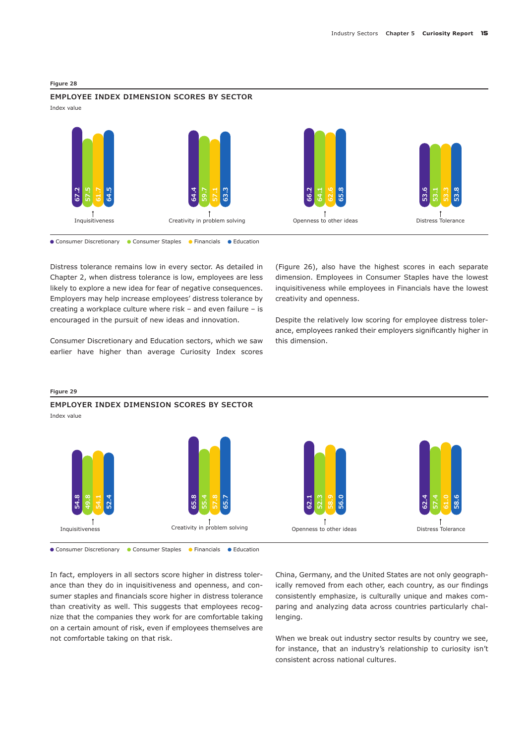**Figure 28**

## EMPLOYEE INDEX DIMENSION SCORES BY SECTOR

Index value

| Dimension | Consumer Discretionary | Consumer Staples | Financials | Education |
|---|---|---|---|---|
| Inquisitiveness | 67.2 | 57.5 | 61.7 | 64.5 |
| Creativity in problem solving | 64.4 | 59.7 | 57.1 | 63.3 |
| Openness to other ideas | 66.2 | 64.1 | 62.6 | 65.8 |
| Distress Tolerance | 53.6 | 53.1 | 53.3 | 53.8 |

Distress tolerance remains low in every sector. As detailed in Chapter 2, when distress tolerance is low, employees are less likely to explore a new idea for fear of negative consequences. Employers may help increase employees' distress tolerance by creating a workplace culture where risk – and even failure – is encouraged in the pursuit of new ideas and innovation.

Consumer Discretionary and Education sectors, which we saw earlier have higher than average Curiosity Index scores (Figure 26), also have the highest scores in each separate dimension. Employees in Consumer Staples have the lowest inquisitiveness while employees in Financials have the lowest creativity and openness.

Despite the relatively low scoring for employee distress tolerance, employees ranked their employers significantly higher in this dimension.

**Figure 29**

## EMPLOYER INDEX DIMENSION SCORES BY SECTOR

Index value

| Dimension | Consumer Discretionary | Consumer Staples | Financials | Education |
|---|---|---|---|---|
| Inquisitiveness | 54.8 | 49.8 | 54.1 | 52.4 |
| Creativity in problem solving | 65.8 | 55.4 | 57.8 | 65.7 |
| Openness to other ideas | 62.1 | 52.3 | 58.9 | 56.0 |
| Distress Tolerance | 62.4 | 57.4 | 61.0 | 58.6 |

In fact, employers in all sectors score higher in distress tolerance than they do in inquisitiveness and openness, and consumer staples and financials score higher in distress tolerance than creativity as well. This suggests that employees recognize that the companies they work for are comfortable taking on a certain amount of risk, even if employees themselves are not comfortable taking on that risk.

China, Germany, and the United States are not only geographically removed from each other, each country, as our findings consistently emphasize, is culturally unique and makes comparing and analyzing data across countries particularly challenging.

When we break out industry sector results by country we see, for instance, that an industry's relationship to curiosity isn't consistent across national cultures.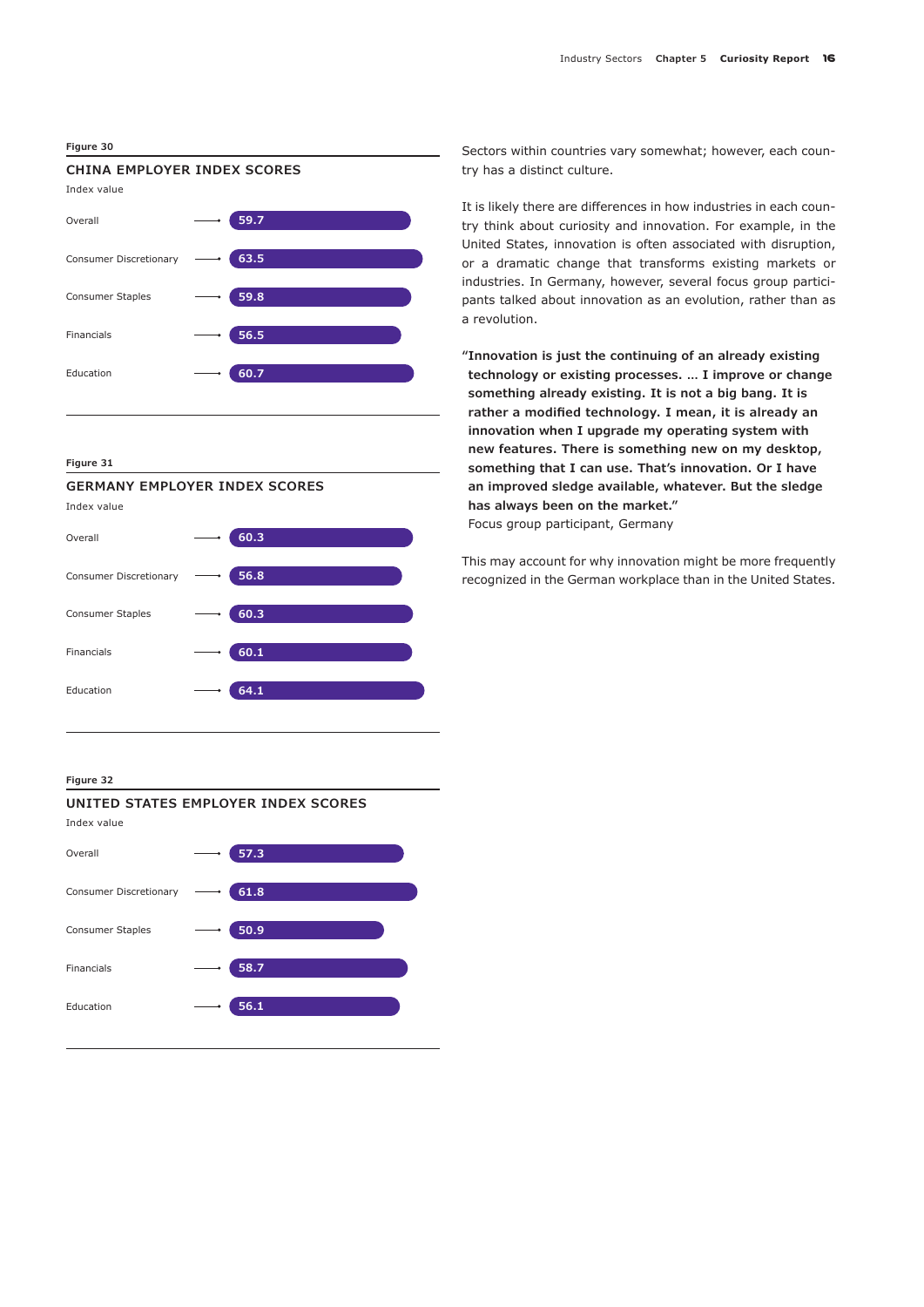**Figure 30**

### CHINA EMPLOYER INDEX SCORES

Index value

| Sector | Index value |
| --- | --- |
| Overall | 59.7 |
| Consumer Discretionary | 63.5 |
| Consumer Staples | 59.8 |
| Financials | 56.5 |
| Education | 60.7 |

**Figure 31**

### GERMANY EMPLOYER INDEX SCORES

Index value

| Sector | Index value |
| --- | --- |
| Overall | 60.3 |
| Consumer Discretionary | 56.8 |
| Consumer Staples | 60.3 |
| Financials | 60.1 |
| Education | 64.1 |

**Figure 32**

### UNITED STATES EMPLOYER INDEX SCORES

Index value

| Sector | Index value |
| --- | --- |
| Overall | 57.3 |
| Consumer Discretionary | 61.8 |
| Consumer Staples | 50.9 |
| Financials | 58.7 |
| Education | 56.1 |

Sectors within countries vary somewhat; however, each country has a distinct culture.

It is likely there are differences in how industries in each country think about curiosity and innovation. For example, in the United States, innovation is often associated with disruption, or a dramatic change that transforms existing markets or industries. In Germany, however, several focus group participants talked about innovation as an evolution, rather than as a revolution.

> **"Innovation is just the continuing of an already existing technology or existing processes. … I improve or change something already existing. It is not a big bang. It is rather a modified technology. I mean, it is already an innovation when I upgrade my operating system with new features. There is something new on my desktop, something that I can use. That's innovation. Or I have an improved sledge available, whatever. But the sledge has always been on the market."**
> Focus group participant, Germany

This may account for why innovation might be more frequently recognized in the German workplace than in the United States.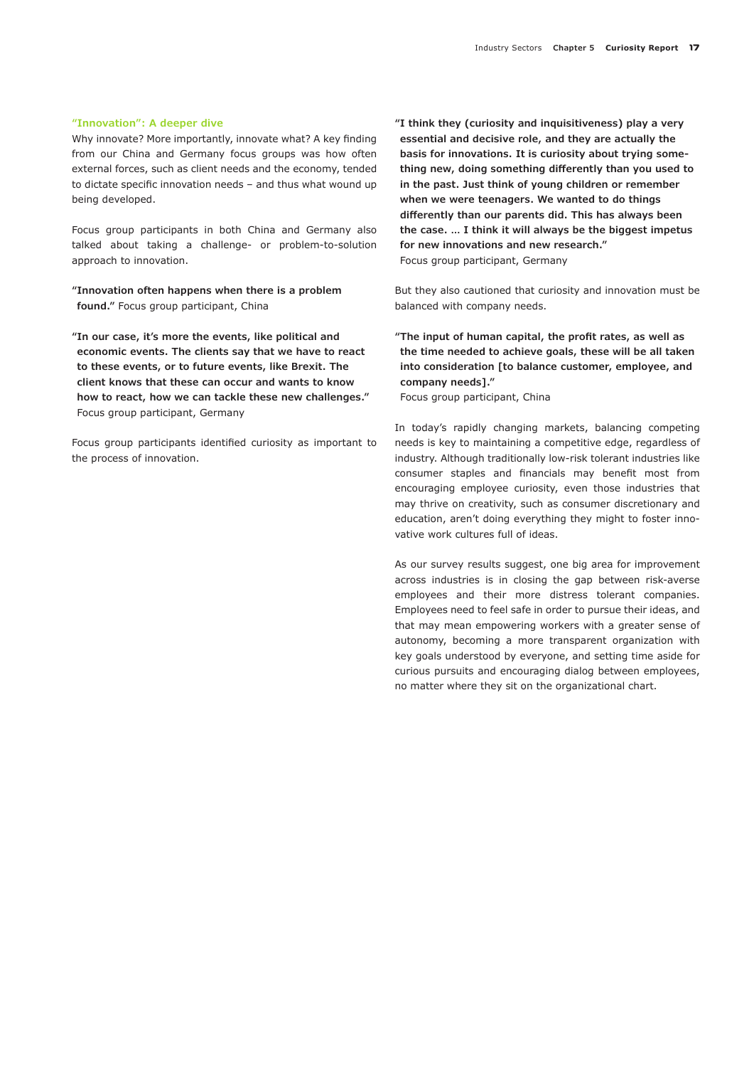### "Innovation": A deeper dive

Why innovate? More importantly, innovate what? A key finding from our China and Germany focus groups was how often external forces, such as client needs and the economy, tended to dictate specific innovation needs – and thus what wound up being developed.

Focus group participants in both China and Germany also talked about taking a challenge- or problem-to-solution approach to innovation.

> **"Innovation often happens when there is a problem found."** Focus group participant, China

> **"In our case, it's more the events, like political and economic events. The clients say that we have to react to these events, or to future events, like Brexit. The client knows that these can occur and wants to know how to react, how we can tackle these new challenges."**
> Focus group participant, Germany

Focus group participants identified curiosity as important to the process of innovation.

> **"I think they (curiosity and inquisitiveness) play a very essential and decisive role, and they are actually the basis for innovations. It is curiosity about trying something new, doing something differently than you used to in the past. Just think of young children or remember when we were teenagers. We wanted to do things differently than our parents did. This has always been the case. … I think it will always be the biggest impetus for new innovations and new research."**
> Focus group participant, Germany

But they also cautioned that curiosity and innovation must be balanced with company needs.

> **"The input of human capital, the profit rates, as well as the time needed to achieve goals, these will be all taken into consideration [to balance customer, employee, and company needs]."**
> Focus group participant, China

In today's rapidly changing markets, balancing competing needs is key to maintaining a competitive edge, regardless of industry. Although traditionally low-risk tolerant industries like consumer staples and financials may benefit most from encouraging employee curiosity, even those industries that may thrive on creativity, such as consumer discretionary and education, aren't doing everything they might to foster innovative work cultures full of ideas.

As our survey results suggest, one big area for improvement across industries is in closing the gap between risk-averse employees and their more distress tolerant companies. Employees need to feel safe in order to pursue their ideas, and that may mean empowering workers with a greater sense of autonomy, becoming a more transparent organization with key goals understood by everyone, and setting time aside for curious pursuits and encouraging dialog between employees, no matter where they sit on the organizational chart.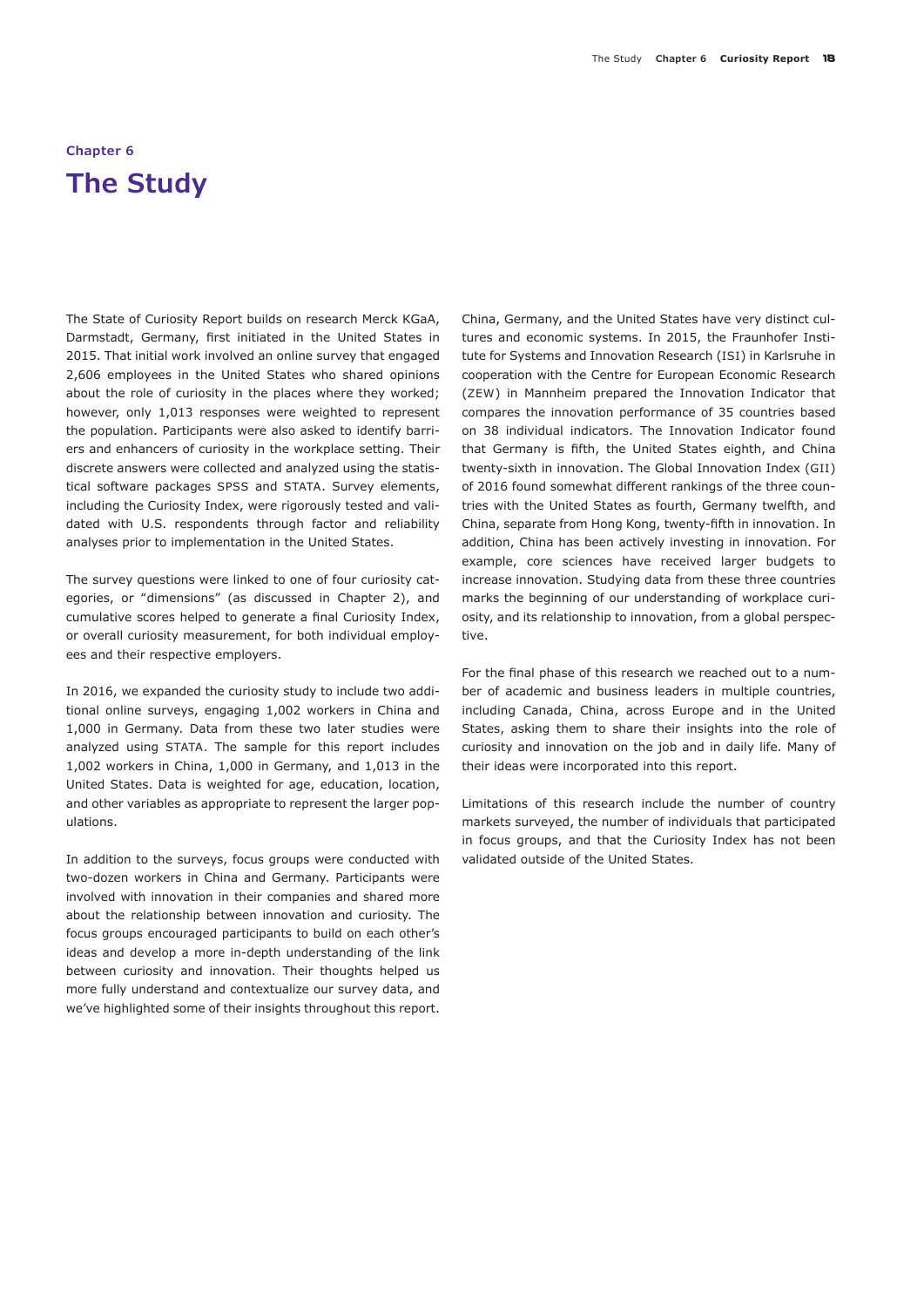Chapter 6

# The Study

The State of Curiosity Report builds on research Merck KGaA, Darmstadt, Germany, first initiated in the United States in 2015. That initial work involved an online survey that engaged 2,606 employees in the United States who shared opinions about the role of curiosity in the places where they worked; however, only 1,013 responses were weighted to represent the population. Participants were also asked to identify barriers and enhancers of curiosity in the workplace setting. Their discrete answers were collected and analyzed using the statistical software packages SPSS and STATA. Survey elements, including the Curiosity Index, were rigorously tested and validated with U.S. respondents through factor and reliability analyses prior to implementation in the United States.

The survey questions were linked to one of four curiosity categories, or "dimensions" (as discussed in Chapter 2), and cumulative scores helped to generate a final Curiosity Index, or overall curiosity measurement, for both individual employees and their respective employers.

In 2016, we expanded the curiosity study to include two additional online surveys, engaging 1,002 workers in China and 1,000 in Germany. Data from these two later studies were analyzed using STATA. The sample for this report includes 1,002 workers in China, 1,000 in Germany, and 1,013 in the United States. Data is weighted for age, education, location, and other variables as appropriate to represent the larger populations.

In addition to the surveys, focus groups were conducted with two-dozen workers in China and Germany. Participants were involved with innovation in their companies and shared more about the relationship between innovation and curiosity. The focus groups encouraged participants to build on each other's ideas and develop a more in-depth understanding of the link between curiosity and innovation. Their thoughts helped us more fully understand and contextualize our survey data, and we've highlighted some of their insights throughout this report.

China, Germany, and the United States have very distinct cultures and economic systems. In 2015, the Fraunhofer Institute for Systems and Innovation Research (ISI) in Karlsruhe in cooperation with the Centre for European Economic Research (ZEW) in Mannheim prepared the Innovation Indicator that compares the innovation performance of 35 countries based on 38 individual indicators. The Innovation Indicator found that Germany is fifth, the United States eighth, and China twenty-sixth in innovation. The Global Innovation Index (GII) of 2016 found somewhat different rankings of the three countries with the United States as fourth, Germany twelfth, and China, separate from Hong Kong, twenty-fifth in innovation. In addition, China has been actively investing in innovation. For example, core sciences have received larger budgets to increase innovation. Studying data from these three countries marks the beginning of our understanding of workplace curiosity, and its relationship to innovation, from a global perspective.

For the final phase of this research we reached out to a number of academic and business leaders in multiple countries, including Canada, China, across Europe and in the United States, asking them to share their insights into the role of curiosity and innovation on the job and in daily life. Many of their ideas were incorporated into this report.

Limitations of this research include the number of country markets surveyed, the number of individuals that participated in focus groups, and that the Curiosity Index has not been validated outside of the United States.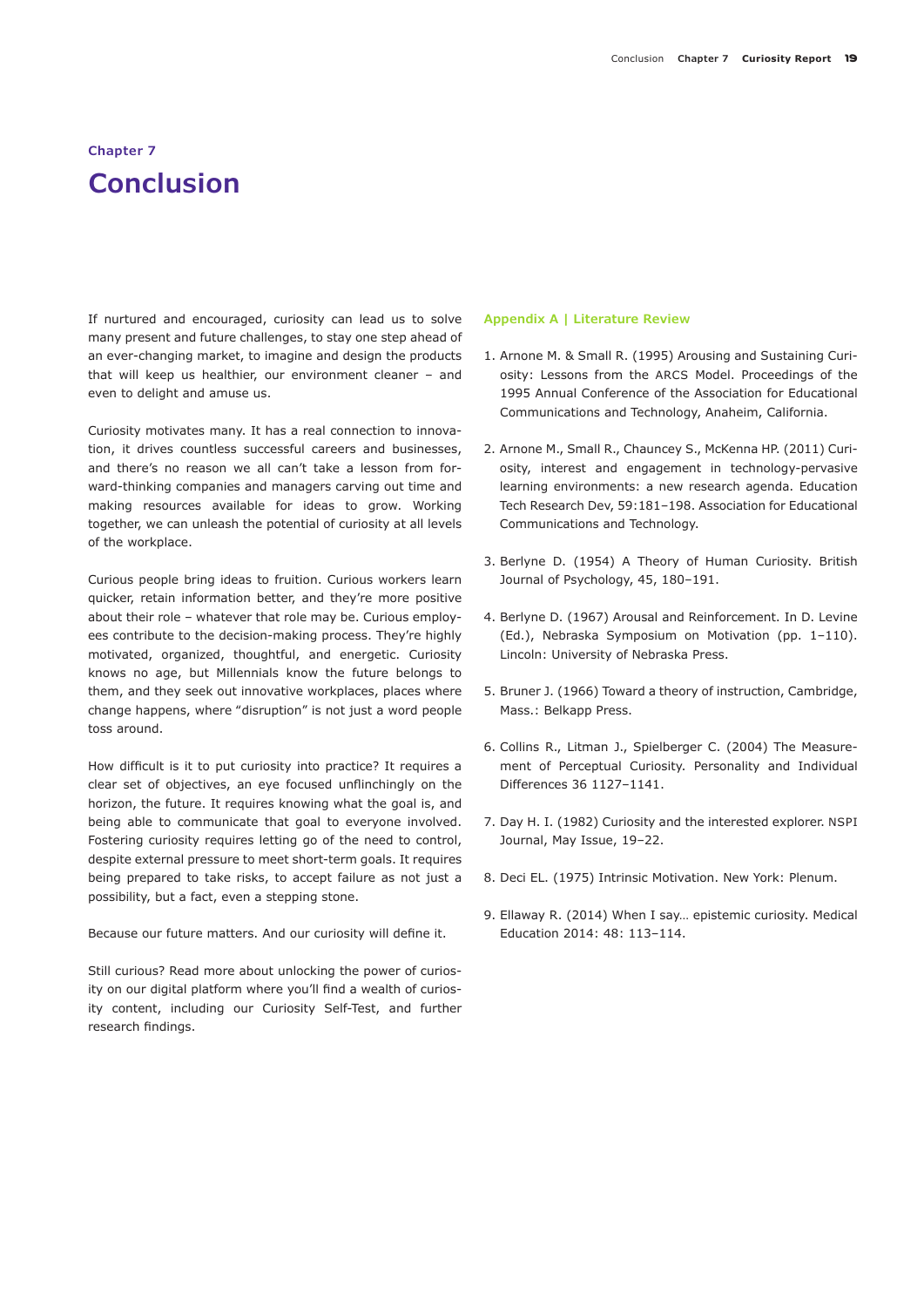## Chapter 7

# Conclusion

If nurtured and encouraged, curiosity can lead us to solve many present and future challenges, to stay one step ahead of an ever-changing market, to imagine and design the products that will keep us healthier, our environment cleaner – and even to delight and amuse us.

Curiosity motivates many. It has a real connection to innovation, it drives countless successful careers and businesses, and there's no reason we all can't take a lesson from forward-thinking companies and managers carving out time and making resources available for ideas to grow. Working together, we can unleash the potential of curiosity at all levels of the workplace.

Curious people bring ideas to fruition. Curious workers learn quicker, retain information better, and they're more positive about their role – whatever that role may be. Curious employees contribute to the decision-making process. They're highly motivated, organized, thoughtful, and energetic. Curiosity knows no age, but Millennials know the future belongs to them, and they seek out innovative workplaces, places where change happens, where "disruption" is not just a word people toss around.

How difficult is it to put curiosity into practice? It requires a clear set of objectives, an eye focused unflinchingly on the horizon, the future. It requires knowing what the goal is, and being able to communicate that goal to everyone involved. Fostering curiosity requires letting go of the need to control, despite external pressure to meet short-term goals. It requires being prepared to take risks, to accept failure as not just a possibility, but a fact, even a stepping stone.

Because our future matters. And our curiosity will define it.

Still curious? Read more about unlocking the power of curiosity on our digital platform where you'll find a wealth of curiosity content, including our Curiosity Self-Test, and further research findings.

### Appendix A | Literature Review

1. Arnone M. & Small R. (1995) Arousing and Sustaining Curiosity: Lessons from the ARCS Model. Proceedings of the 1995 Annual Conference of the Association for Educational Communications and Technology, Anaheim, California.

2. Arnone M., Small R., Chauncey S., McKenna HP. (2011) Curiosity, interest and engagement in technology-pervasive learning environments: a new research agenda. Education Tech Research Dev, 59:181–198. Association for Educational Communications and Technology.

3. Berlyne D. (1954) A Theory of Human Curiosity. British Journal of Psychology, 45, 180–191.

4. Berlyne D. (1967) Arousal and Reinforcement. In D. Levine (Ed.), Nebraska Symposium on Motivation (pp. 1–110). Lincoln: University of Nebraska Press.

5. Bruner J. (1966) Toward a theory of instruction, Cambridge, Mass.: Belkapp Press.

6. Collins R., Litman J., Spielberger C. (2004) The Measurement of Perceptual Curiosity. Personality and Individual Differences 36 1127–1141.

7. Day H. I. (1982) Curiosity and the interested explorer. NSPI Journal, May Issue, 19–22.

8. Deci EL. (1975) Intrinsic Motivation. New York: Plenum.

9. Ellaway R. (2014) When I say… epistemic curiosity. Medical Education 2014: 48: 113–114.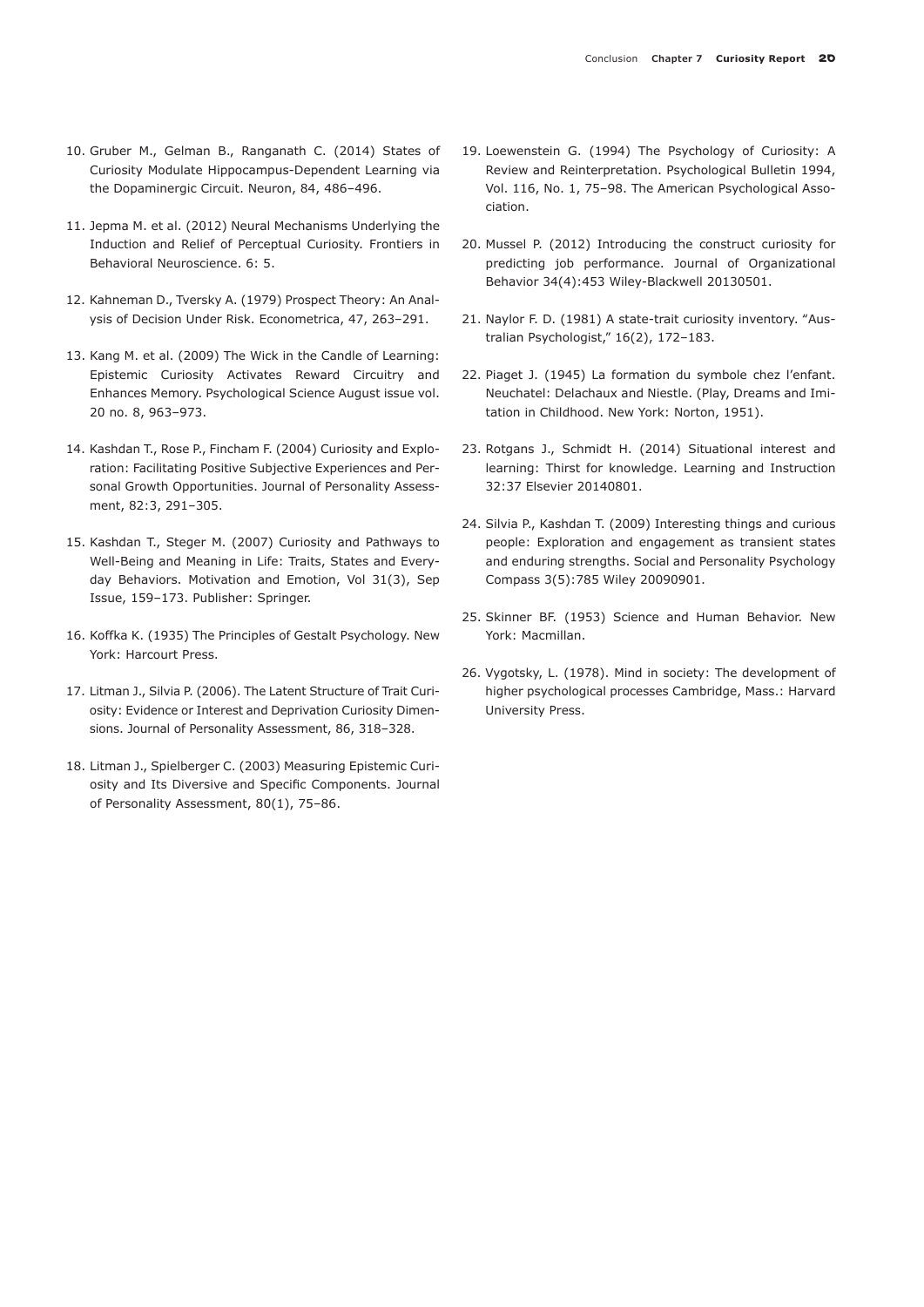10. Gruber M., Gelman B., Ranganath C. (2014) States of Curiosity Modulate Hippocampus-Dependent Learning via the Dopaminergic Circuit. Neuron, 84, 486–496.

11. Jepma M. et al. (2012) Neural Mechanisms Underlying the Induction and Relief of Perceptual Curiosity. Frontiers in Behavioral Neuroscience. 6: 5.

12. Kahneman D., Tversky A. (1979) Prospect Theory: An Analysis of Decision Under Risk. Econometrica, 47, 263–291.

13. Kang M. et al. (2009) The Wick in the Candle of Learning: Epistemic Curiosity Activates Reward Circuitry and Enhances Memory. Psychological Science August issue vol. 20 no. 8, 963–973.

14. Kashdan T., Rose P., Fincham F. (2004) Curiosity and Exploration: Facilitating Positive Subjective Experiences and Personal Growth Opportunities. Journal of Personality Assessment, 82:3, 291–305.

15. Kashdan T., Steger M. (2007) Curiosity and Pathways to Well-Being and Meaning in Life: Traits, States and Everyday Behaviors. Motivation and Emotion, Vol 31(3), Sep Issue, 159–173. Publisher: Springer.

16. Koffka K. (1935) The Principles of Gestalt Psychology. New York: Harcourt Press.

17. Litman J., Silvia P. (2006). The Latent Structure of Trait Curiosity: Evidence or Interest and Deprivation Curiosity Dimensions. Journal of Personality Assessment, 86, 318–328.

18. Litman J., Spielberger C. (2003) Measuring Epistemic Curiosity and Its Diversive and Specific Components. Journal of Personality Assessment, 80(1), 75–86.

19. Loewenstein G. (1994) The Psychology of Curiosity: A Review and Reinterpretation. Psychological Bulletin 1994, Vol. 116, No. 1, 75–98. The American Psychological Association.

20. Mussel P. (2012) Introducing the construct curiosity for predicting job performance. Journal of Organizational Behavior 34(4):453 Wiley-Blackwell 20130501.

21. Naylor F. D. (1981) A state-trait curiosity inventory. "Australian Psychologist," 16(2), 172–183.

22. Piaget J. (1945) La formation du symbole chez l'enfant. Neuchatel: Delachaux and Niestle. (Play, Dreams and Imitation in Childhood. New York: Norton, 1951).

23. Rotgans J., Schmidt H. (2014) Situational interest and learning: Thirst for knowledge. Learning and Instruction 32:37 Elsevier 20140801.

24. Silvia P., Kashdan T. (2009) Interesting things and curious people: Exploration and engagement as transient states and enduring strengths. Social and Personality Psychology Compass 3(5):785 Wiley 20090901.

25. Skinner BF. (1953) Science and Human Behavior. New York: Macmillan.

26. Vygotsky, L. (1978). Mind in society: The development of higher psychological processes Cambridge, Mass.: Harvard University Press.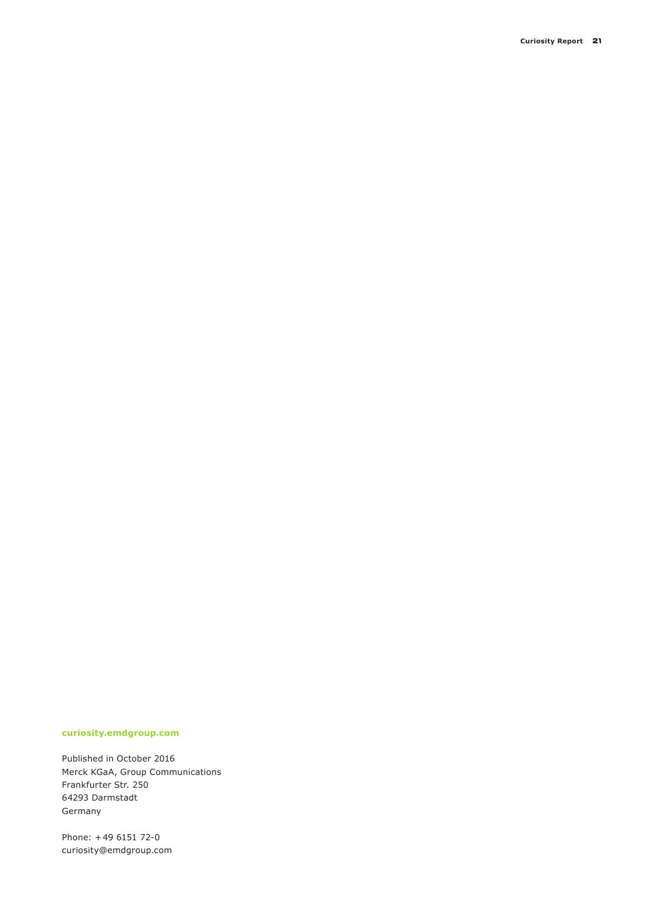**curiosity.emdgroup.com**

Published in October 2016
Merck KGaA, Group Communications
Frankfurter Str. 250
64293 Darmstadt
Germany

Phone: +49 6151 72-0
curiosity@emdgroup.com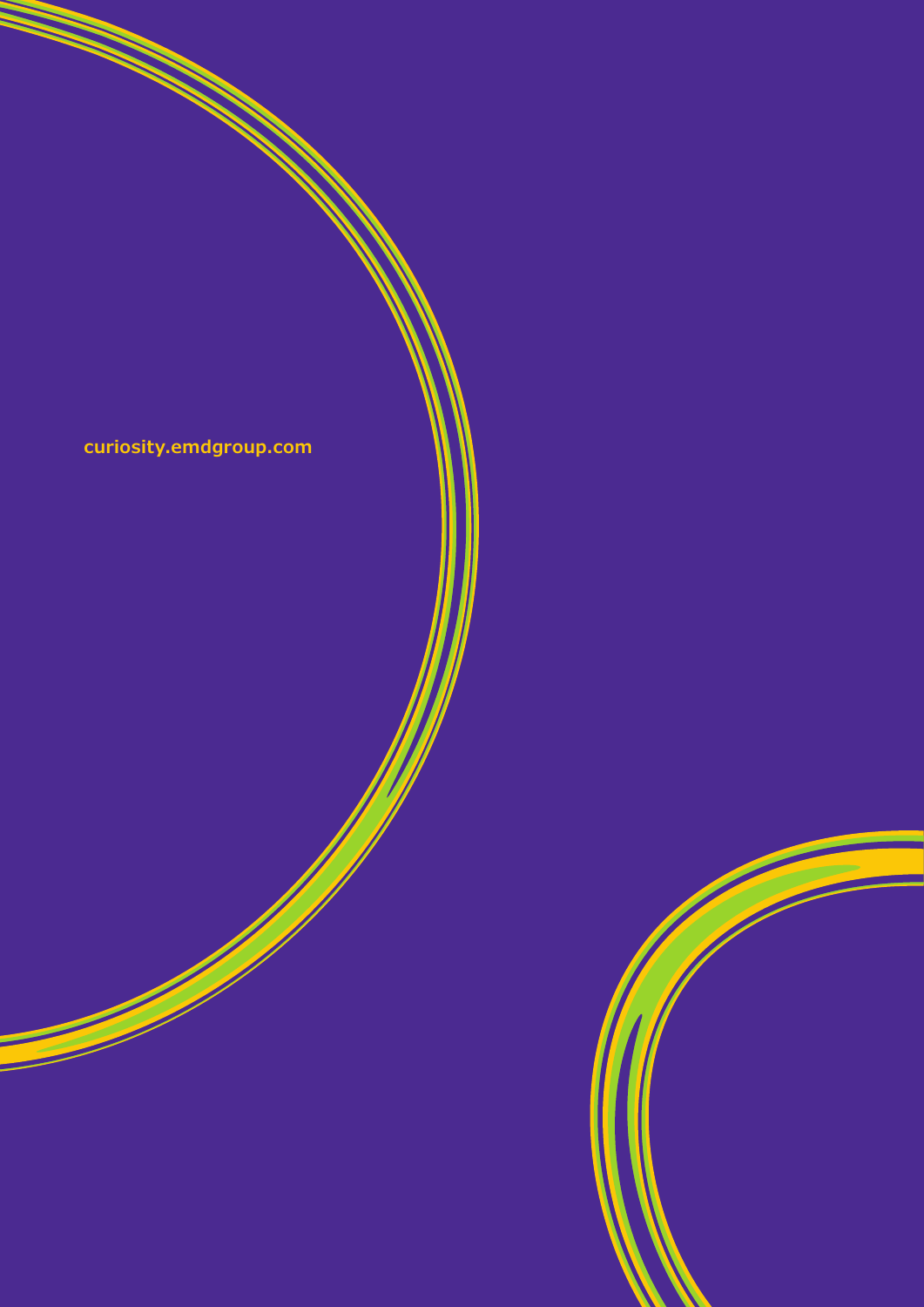curiosity.emdgroup.com